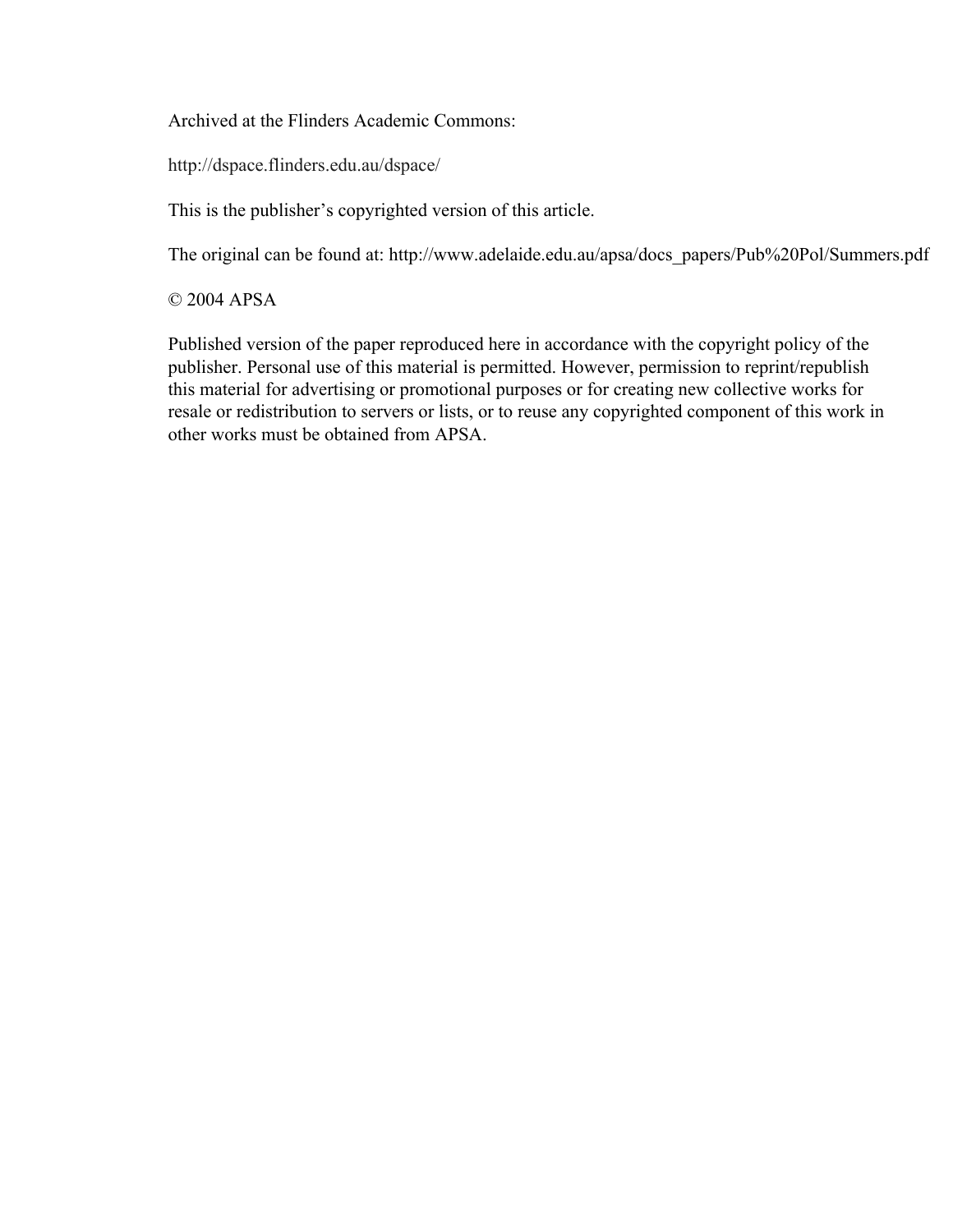Archived at the Flinders Academic Commons:

http://dspace.flinders.edu.au/dspace/

This is the publisher's copyrighted version of this article.

The original can be found at: http://www.adelaide.edu.au/apsa/docs_papers/Pub%20Pol/Summers.pdf

© 2004 APSA

Published version of the paper reproduced here in accordance with the copyright policy of the publisher. Personal use of this material is permitted. However, permission to reprint/republish this material for advertising or promotional purposes or for creating new collective works for resale or redistribution to servers or lists, or to reuse any copyrighted component of this work in other works must be obtained from APSA.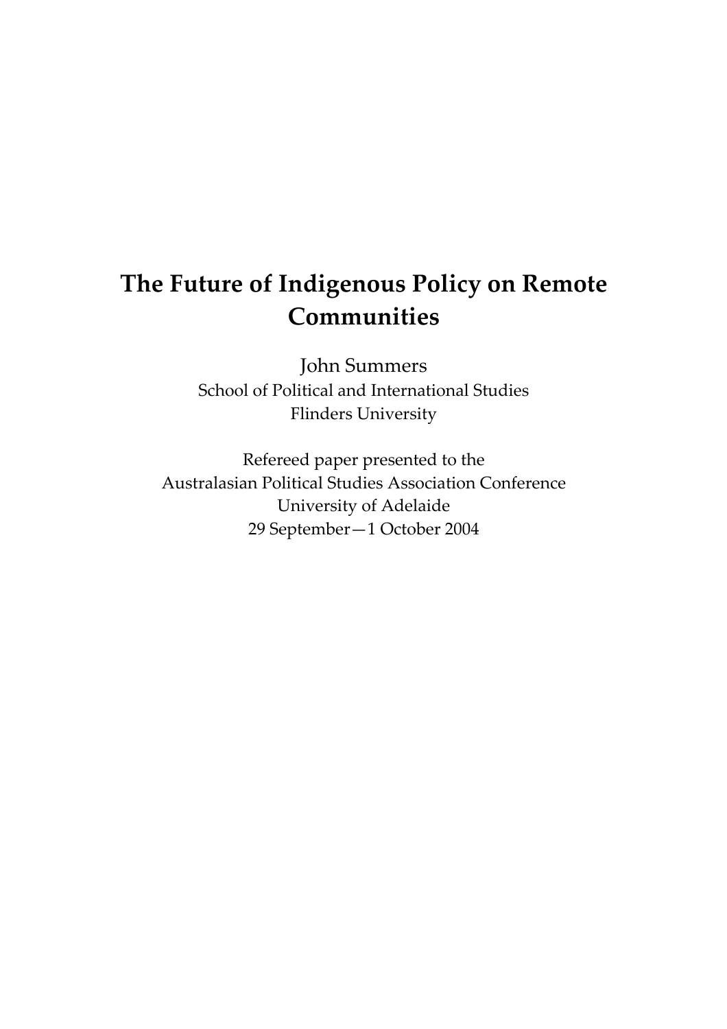# The Future of Indigenous Policy on Remote Communities

John Summers
School of Political and International Studies
Flinders University

Refereed paper presented to the
Australasian Political Studies Association Conference
University of Adelaide
29 September—1 October 2004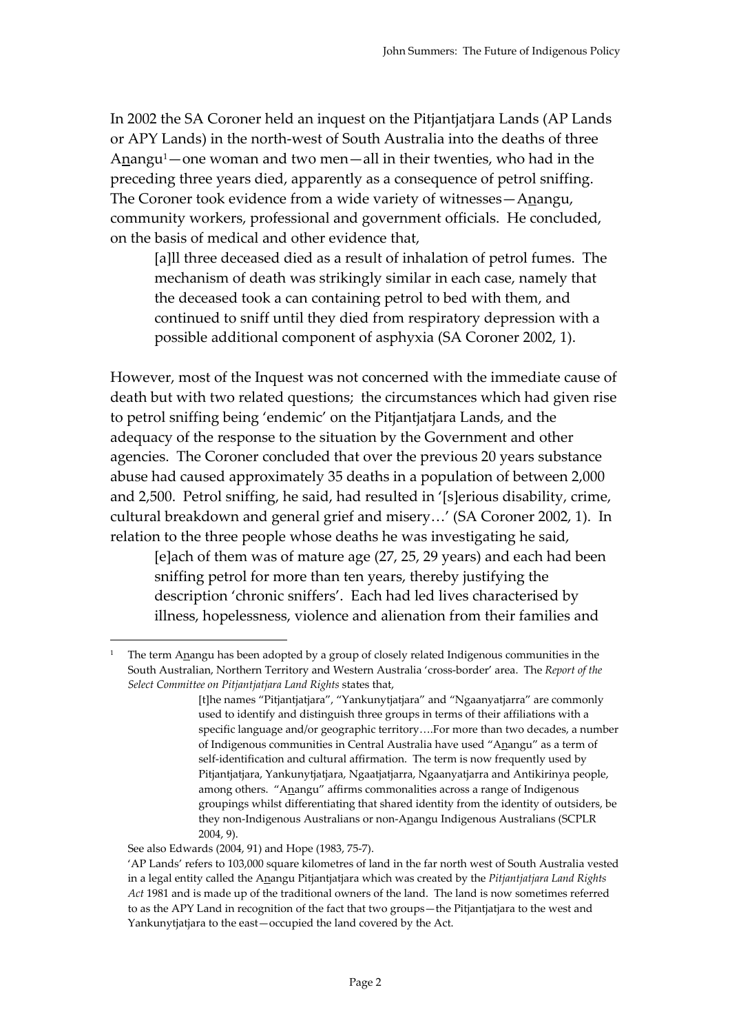In 2002 the SA Coroner held an inquest on the Pitjantjatjara Lands (AP Lands or APY Lands) in the north-west of South Australia into the deaths of three A<u>n</u>angu[1]—one woman and two men—all in their twenties, who had in the preceding three years died, apparently as a consequence of petrol sniffing. The Coroner took evidence from a wide variety of witnesses—A<u>n</u>angu, community workers, professional and government officials. He concluded, on the basis of medical and other evidence that,

> [a]ll three deceased died as a result of inhalation of petrol fumes. The mechanism of death was strikingly similar in each case, namely that the deceased took a can containing petrol to bed with them, and continued to sniff until they died from respiratory depression with a possible additional component of asphyxia (SA Coroner 2002, 1).

However, most of the Inquest was not concerned with the immediate cause of death but with two related questions; the circumstances which had given rise to petrol sniffing being 'endemic' on the Pitjantjatjara Lands, and the adequacy of the response to the situation by the Government and other agencies. The Coroner concluded that over the previous 20 years substance abuse had caused approximately 35 deaths in a population of between 2,000 and 2,500. Petrol sniffing, he said, had resulted in '[s]erious disability, crime, cultural breakdown and general grief and misery…' (SA Coroner 2002, 1). In relation to the three people whose deaths he was investigating he said,

> [e]ach of them was of mature age (27, 25, 29 years) and each had been sniffing petrol for more than ten years, thereby justifying the description 'chronic sniffers'. Each had led lives characterised by illness, hopelessness, violence and alienation from their families and

---

[1] The term A<u>n</u>angu has been adopted by a group of closely related Indigenous communities in the South Australian, Northern Territory and Western Australia 'cross-border' area. The *Report of the Select Committee on Pitjantjatjara Land Rights* states that,

> [t]he names "Pitjantjatjara", "Yankunytjatjara" and "Ngaanyatjarra" are commonly used to identify and distinguish three groups in terms of their affiliations with a specific language and/or geographic territory….For more than two decades, a number of Indigenous communities in Central Australia have used "A<u>n</u>angu" as a term of self-identification and cultural affirmation. The term is now frequently used by Pitjantjatjara, Yankunytjatjara, Ngaatjatjarra, Ngaanyatjarra and Antikirinya people, among others. "A<u>n</u>angu" affirms commonalities across a range of Indigenous groupings whilst differentiating that shared identity from the identity of outsiders, be they non-Indigenous Australians or non-A<u>n</u>angu Indigenous Australians (SCPLR 2004, 9).

See also Edwards (2004, 91) and Hope (1983, 75-7).

'AP Lands' refers to 103,000 square kilometres of land in the far north west of South Australia vested in a legal entity called the A<u>n</u>angu Pitjantjatjara which was created by the *Pitjantjatjara Land Rights Act* 1981 and is made up of the traditional owners of the land. The land is now sometimes referred to as the APY Land in recognition of the fact that two groups—the Pitjantjatjara to the west and Yankunytjatjara to the east—occupied the land covered by the Act.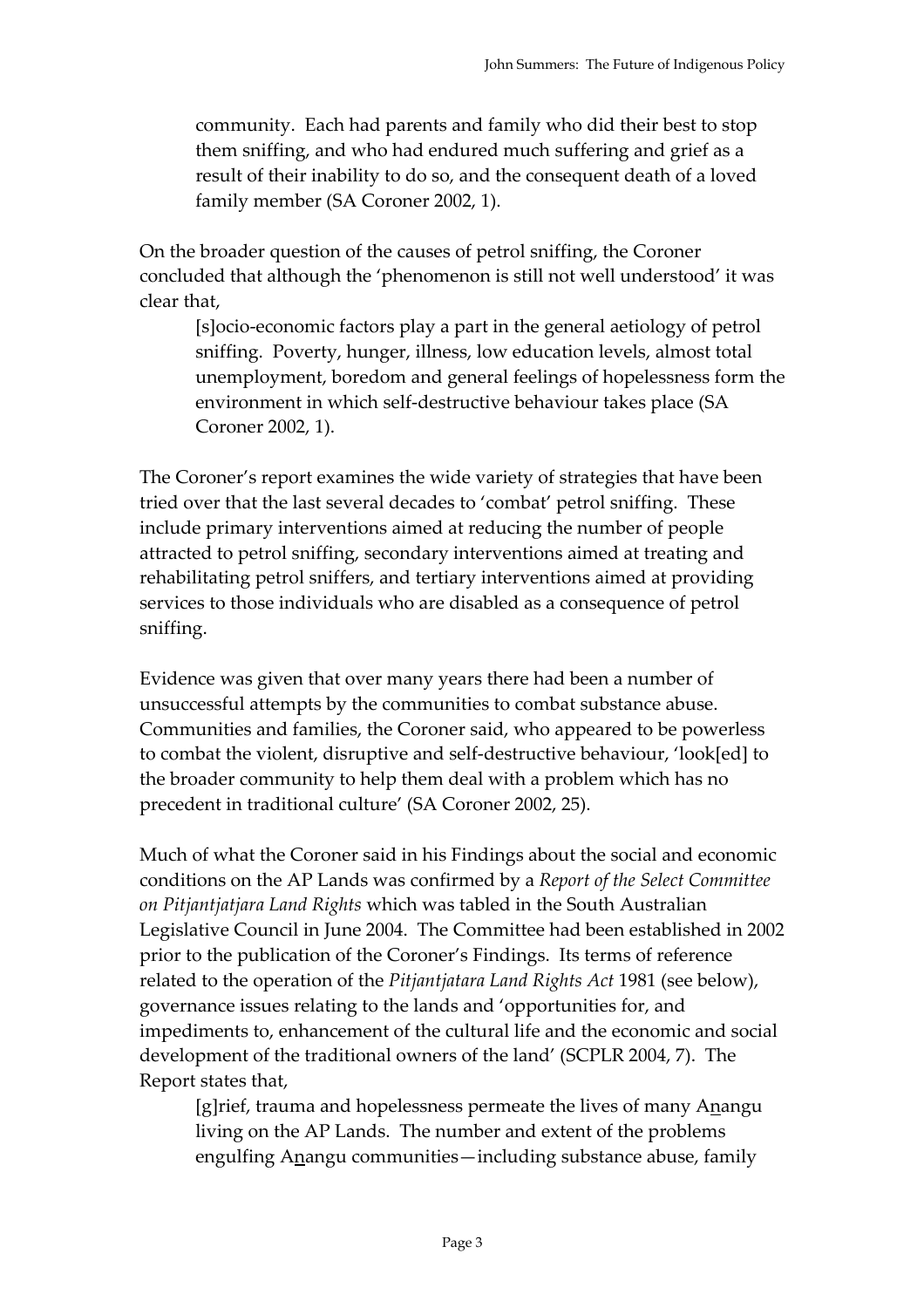community. Each had parents and family who did their best to stop them sniffing, and who had endured much suffering and grief as a result of their inability to do so, and the consequent death of a loved family member (SA Coroner 2002, 1).

On the broader question of the causes of petrol sniffing, the Coroner concluded that although the 'phenomenon is still not well understood' it was clear that,

> [s]ocio-economic factors play a part in the general aetiology of petrol sniffing. Poverty, hunger, illness, low education levels, almost total unemployment, boredom and general feelings of hopelessness form the environment in which self-destructive behaviour takes place (SA Coroner 2002, 1).

The Coroner's report examines the wide variety of strategies that have been tried over that the last several decades to 'combat' petrol sniffing. These include primary interventions aimed at reducing the number of people attracted to petrol sniffing, secondary interventions aimed at treating and rehabilitating petrol sniffers, and tertiary interventions aimed at providing services to those individuals who are disabled as a consequence of petrol sniffing.

Evidence was given that over many years there had been a number of unsuccessful attempts by the communities to combat substance abuse. Communities and families, the Coroner said, who appeared to be powerless to combat the violent, disruptive and self-destructive behaviour, 'look[ed] to the broader community to help them deal with a problem which has no precedent in traditional culture' (SA Coroner 2002, 25).

Much of what the Coroner said in his Findings about the social and economic conditions on the AP Lands was confirmed by a *Report of the Select Committee on Pitjantjatjara Land Rights* which was tabled in the South Australian Legislative Council in June 2004. The Committee had been established in 2002 prior to the publication of the Coroner's Findings. Its terms of reference related to the operation of the *Pitjantjatara Land Rights Act* 1981 (see below), governance issues relating to the lands and 'opportunities for, and impediments to, enhancement of the cultural life and the economic and social development of the traditional owners of the land' (SCPLR 2004, 7). The Report states that,

> [g]rief, trauma and hopelessness permeate the lives of many Aṉangu living on the AP Lands. The number and extent of the problems engulfing Aṉangu communities—including substance abuse, family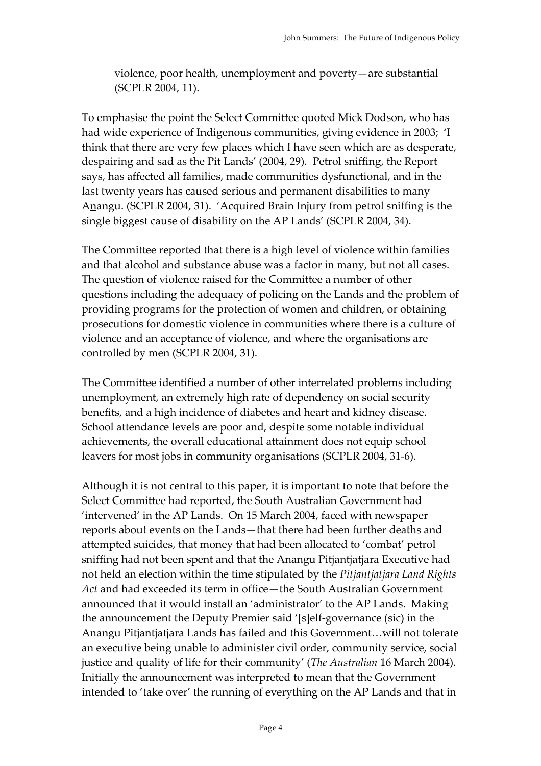violence, poor health, unemployment and poverty—are substantial (SCPLR 2004, 11).

To emphasise the point the Select Committee quoted Mick Dodson, who has had wide experience of Indigenous communities, giving evidence in 2003; 'I think that there are very few places which I have seen which are as desperate, despairing and sad as the Pit Lands' (2004, 29). Petrol sniffing, the Report says, has affected all families, made communities dysfunctional, and in the last twenty years has caused serious and permanent disabilities to many Anangu. (SCPLR 2004, 31). 'Acquired Brain Injury from petrol sniffing is the single biggest cause of disability on the AP Lands' (SCPLR 2004, 34).

The Committee reported that there is a high level of violence within families and that alcohol and substance abuse was a factor in many, but not all cases. The question of violence raised for the Committee a number of other questions including the adequacy of policing on the Lands and the problem of providing programs for the protection of women and children, or obtaining prosecutions for domestic violence in communities where there is a culture of violence and an acceptance of violence, and where the organisations are controlled by men (SCPLR 2004, 31).

The Committee identified a number of other interrelated problems including unemployment, an extremely high rate of dependency on social security benefits, and a high incidence of diabetes and heart and kidney disease. School attendance levels are poor and, despite some notable individual achievements, the overall educational attainment does not equip school leavers for most jobs in community organisations (SCPLR 2004, 31-6).

Although it is not central to this paper, it is important to note that before the Select Committee had reported, the South Australian Government had 'intervened' in the AP Lands. On 15 March 2004, faced with newspaper reports about events on the Lands—that there had been further deaths and attempted suicides, that money that had been allocated to 'combat' petrol sniffing had not been spent and that the Anangu Pitjantjatjara Executive had not held an election within the time stipulated by the *Pitjantjatjara Land Rights Act* and had exceeded its term in office—the South Australian Government announced that it would install an 'administrator' to the AP Lands. Making the announcement the Deputy Premier said '[s]elf-governance (sic) in the Anangu Pitjantjatjara Lands has failed and this Government…will not tolerate an executive being unable to administer civil order, community service, social justice and quality of life for their community' (*The Australian* 16 March 2004). Initially the announcement was interpreted to mean that the Government intended to 'take over' the running of everything on the AP Lands and that in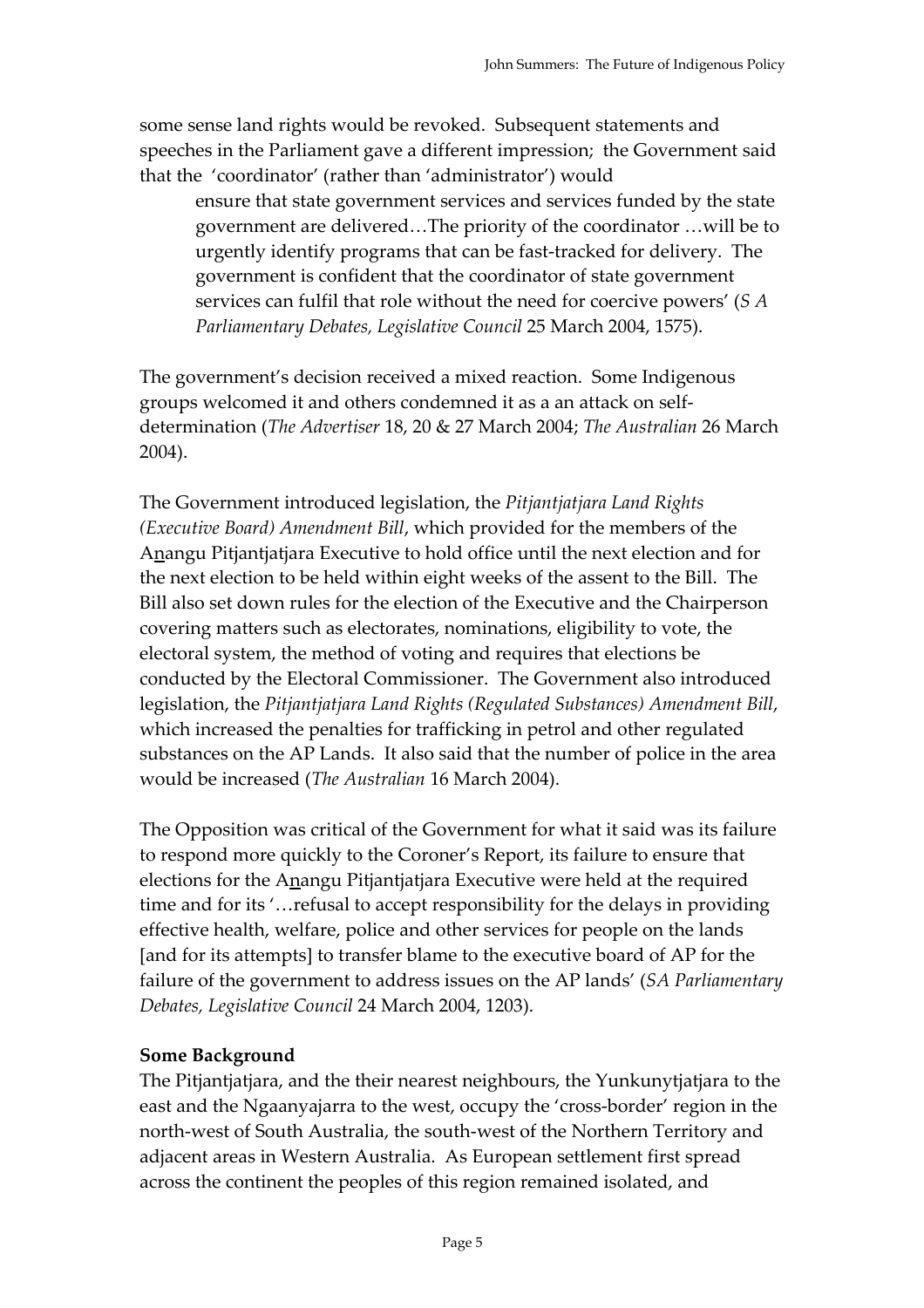some sense land rights would be revoked. Subsequent statements and speeches in the Parliament gave a different impression; the Government said that the 'coordinator' (rather than 'administrator') would

> ensure that state government services and services funded by the state government are delivered…The priority of the coordinator …will be to urgently identify programs that can be fast-tracked for delivery. The government is confident that the coordinator of state government services can fulfil that role without the need for coercive powers' (*S A Parliamentary Debates, Legislative Council* 25 March 2004, 1575).

The government's decision received a mixed reaction. Some Indigenous groups welcomed it and others condemned it as a an attack on self-determination (*The Advertiser* 18, 20 & 27 March 2004; *The Australian* 26 March 2004).

The Government introduced legislation, the *Pitjantjatjara Land Rights (Executive Board) Amendment Bill*, which provided for the members of the A**n**angu Pitjantjatjara Executive to hold office until the next election and for the next election to be held within eight weeks of the assent to the Bill. The Bill also set down rules for the election of the Executive and the Chairperson covering matters such as electorates, nominations, eligibility to vote, the electoral system, the method of voting and requires that elections be conducted by the Electoral Commissioner. The Government also introduced legislation, the *Pitjantjatjara Land Rights (Regulated Substances) Amendment Bill*, which increased the penalties for trafficking in petrol and other regulated substances on the AP Lands. It also said that the number of police in the area would be increased (*The Australian* 16 March 2004).

The Opposition was critical of the Government for what it said was its failure to respond more quickly to the Coroner's Report, its failure to ensure that elections for the A**n**angu Pitjantjatjara Executive were held at the required time and for its '…refusal to accept responsibility for the delays in providing effective health, welfare, police and other services for people on the lands [and for its attempts] to transfer blame to the executive board of AP for the failure of the government to address issues on the AP lands' (*SA Parliamentary Debates, Legislative Council* 24 March 2004, 1203).

**Some Background**

The Pitjantjatjara, and the their nearest neighbours, the Yunkunytjatjara to the east and the Ngaanyajarra to the west, occupy the 'cross-border' region in the north-west of South Australia, the south-west of the Northern Territory and adjacent areas in Western Australia. As European settlement first spread across the continent the peoples of this region remained isolated, and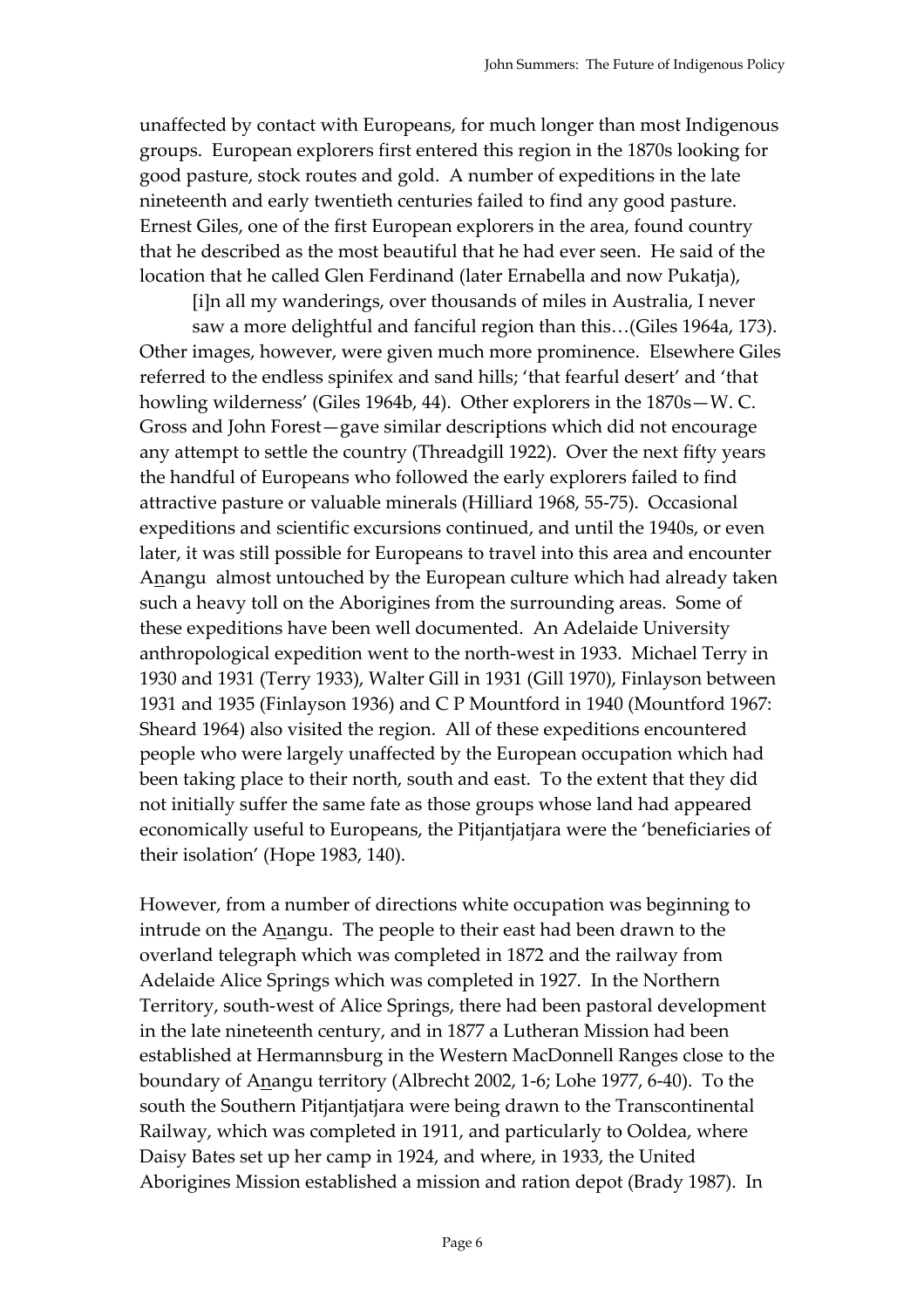unaffected by contact with Europeans, for much longer than most Indigenous groups. European explorers first entered this region in the 1870s looking for good pasture, stock routes and gold. A number of expeditions in the late nineteenth and early twentieth centuries failed to find any good pasture. Ernest Giles, one of the first European explorers in the area, found country that he described as the most beautiful that he had ever seen. He said of the location that he called Glen Ferdinand (later Ernabella and now Pukatja),

> [i]n all my wanderings, over thousands of miles in Australia, I never saw a more delightful and fanciful region than this…(Giles 1964a, 173).

Other images, however, were given much more prominence. Elsewhere Giles referred to the endless spinifex and sand hills; 'that fearful desert' and 'that howling wilderness' (Giles 1964b, 44). Other explorers in the 1870s—W. C. Gross and John Forest—gave similar descriptions which did not encourage any attempt to settle the country (Threadgill 1922). Over the next fifty years the handful of Europeans who followed the early explorers failed to find attractive pasture or valuable minerals (Hilliard 1968, 55-75). Occasional expeditions and scientific excursions continued, and until the 1940s, or even later, it was still possible for Europeans to travel into this area and encounter A<u>n</u>angu almost untouched by the European culture which had already taken such a heavy toll on the Aborigines from the surrounding areas. Some of these expeditions have been well documented. An Adelaide University anthropological expedition went to the north-west in 1933. Michael Terry in 1930 and 1931 (Terry 1933), Walter Gill in 1931 (Gill 1970), Finlayson between 1931 and 1935 (Finlayson 1936) and C P Mountford in 1940 (Mountford 1967: Sheard 1964) also visited the region. All of these expeditions encountered people who were largely unaffected by the European occupation which had been taking place to their north, south and east. To the extent that they did not initially suffer the same fate as those groups whose land had appeared economically useful to Europeans, the Pitjantjatjara were the 'beneficiaries of their isolation' (Hope 1983, 140).

However, from a number of directions white occupation was beginning to intrude on the A<u>n</u>angu. The people to their east had been drawn to the overland telegraph which was completed in 1872 and the railway from Adelaide Alice Springs which was completed in 1927. In the Northern Territory, south-west of Alice Springs, there had been pastoral development in the late nineteenth century, and in 1877 a Lutheran Mission had been established at Hermannsburg in the Western MacDonnell Ranges close to the boundary of A<u>n</u>angu territory (Albrecht 2002, 1-6; Lohe 1977, 6-40). To the south the Southern Pitjantjatjara were being drawn to the Transcontinental Railway, which was completed in 1911, and particularly to Ooldea, where Daisy Bates set up her camp in 1924, and where, in 1933, the United Aborigines Mission established a mission and ration depot (Brady 1987). In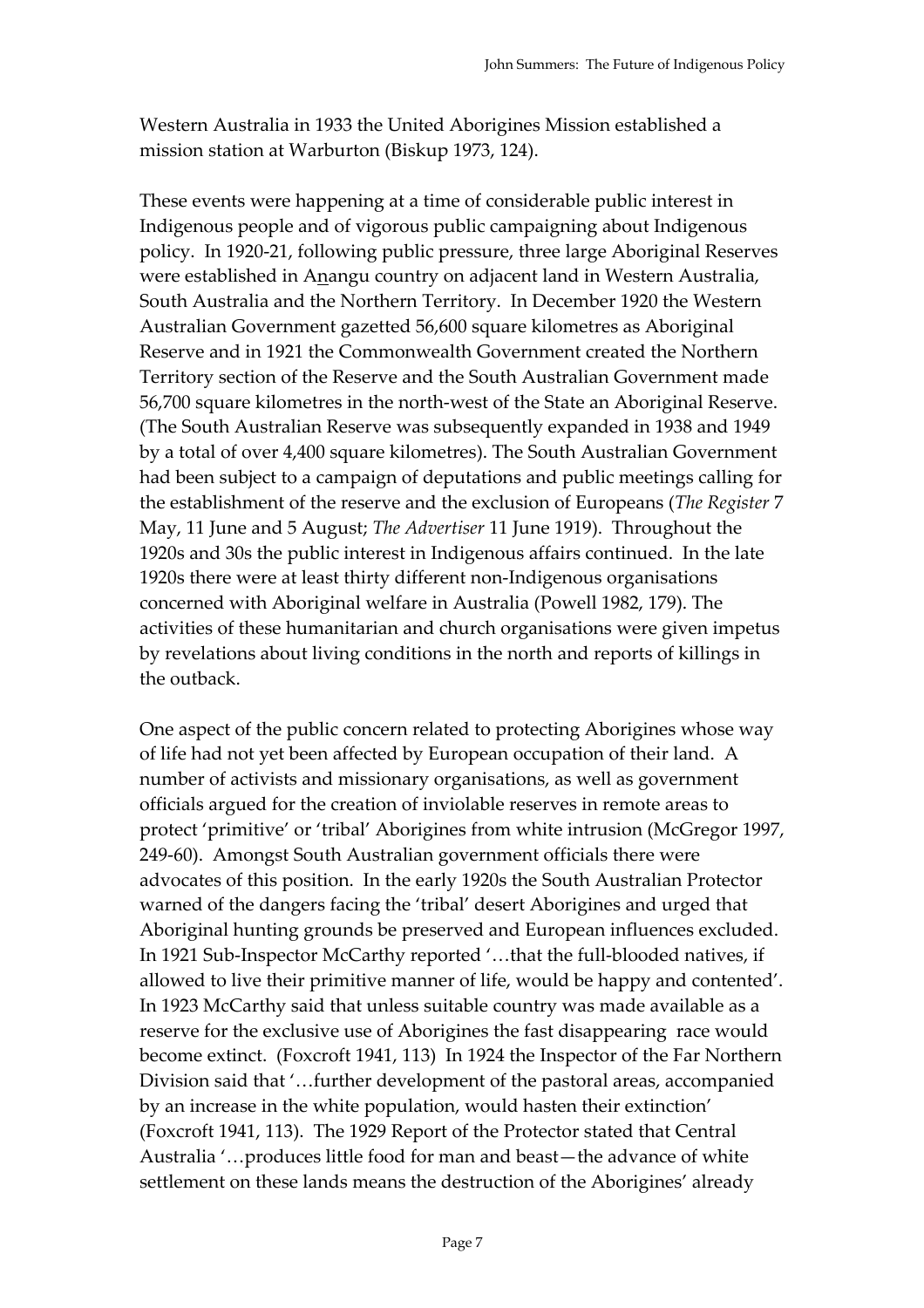Western Australia in 1933 the United Aborigines Mission established a mission station at Warburton (Biskup 1973, 124).

These events were happening at a time of considerable public interest in Indigenous people and of vigorous public campaigning about Indigenous policy. In 1920-21, following public pressure, three large Aboriginal Reserves were established in Anangu country on adjacent land in Western Australia, South Australia and the Northern Territory. In December 1920 the Western Australian Government gazetted 56,600 square kilometres as Aboriginal Reserve and in 1921 the Commonwealth Government created the Northern Territory section of the Reserve and the South Australian Government made 56,700 square kilometres in the north-west of the State an Aboriginal Reserve. (The South Australian Reserve was subsequently expanded in 1938 and 1949 by a total of over 4,400 square kilometres). The South Australian Government had been subject to a campaign of deputations and public meetings calling for the establishment of the reserve and the exclusion of Europeans (*The Register* 7 May, 11 June and 5 August; *The Advertiser* 11 June 1919). Throughout the 1920s and 30s the public interest in Indigenous affairs continued. In the late 1920s there were at least thirty different non-Indigenous organisations concerned with Aboriginal welfare in Australia (Powell 1982, 179). The activities of these humanitarian and church organisations were given impetus by revelations about living conditions in the north and reports of killings in the outback.

One aspect of the public concern related to protecting Aborigines whose way of life had not yet been affected by European occupation of their land. A number of activists and missionary organisations, as well as government officials argued for the creation of inviolable reserves in remote areas to protect 'primitive' or 'tribal' Aborigines from white intrusion (McGregor 1997, 249-60). Amongst South Australian government officials there were advocates of this position. In the early 1920s the South Australian Protector warned of the dangers facing the 'tribal' desert Aborigines and urged that Aboriginal hunting grounds be preserved and European influences excluded. In 1921 Sub-Inspector McCarthy reported '…that the full-blooded natives, if allowed to live their primitive manner of life, would be happy and contented'. In 1923 McCarthy said that unless suitable country was made available as a reserve for the exclusive use of Aborigines the fast disappearing race would become extinct. (Foxcroft 1941, 113) In 1924 the Inspector of the Far Northern Division said that '…further development of the pastoral areas, accompanied by an increase in the white population, would hasten their extinction' (Foxcroft 1941, 113). The 1929 Report of the Protector stated that Central Australia '…produces little food for man and beast—the advance of white settlement on these lands means the destruction of the Aborigines' already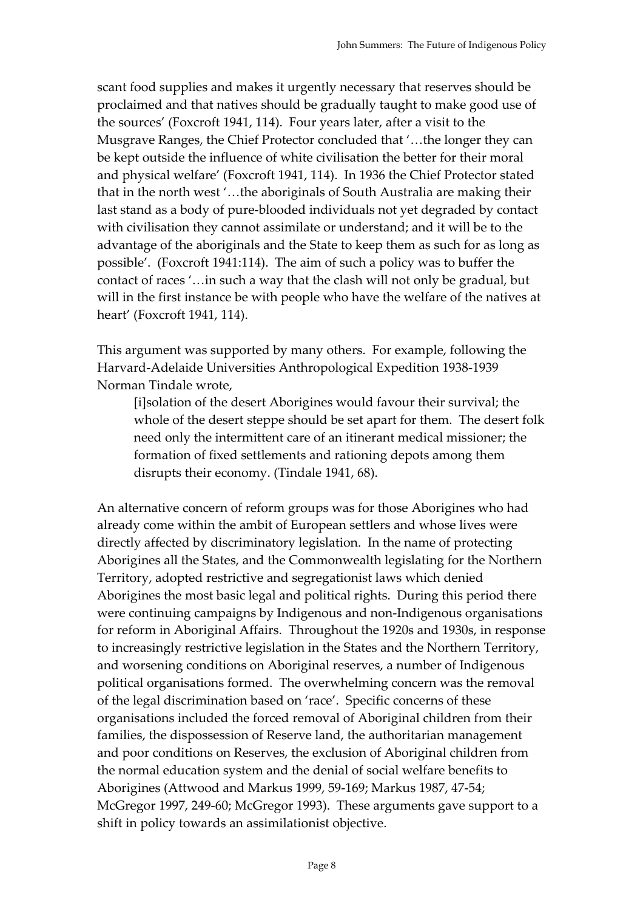scant food supplies and makes it urgently necessary that reserves should be proclaimed and that natives should be gradually taught to make good use of the sources' (Foxcroft 1941, 114). Four years later, after a visit to the Musgrave Ranges, the Chief Protector concluded that '…the longer they can be kept outside the influence of white civilisation the better for their moral and physical welfare' (Foxcroft 1941, 114). In 1936 the Chief Protector stated that in the north west '…the aboriginals of South Australia are making their last stand as a body of pure-blooded individuals not yet degraded by contact with civilisation they cannot assimilate or understand; and it will be to the advantage of the aboriginals and the State to keep them as such for as long as possible'. (Foxcroft 1941:114). The aim of such a policy was to buffer the contact of races '…in such a way that the clash will not only be gradual, but will in the first instance be with people who have the welfare of the natives at heart' (Foxcroft 1941, 114).

This argument was supported by many others. For example, following the Harvard-Adelaide Universities Anthropological Expedition 1938-1939 Norman Tindale wrote,

> [i]solation of the desert Aborigines would favour their survival; the whole of the desert steppe should be set apart for them. The desert folk need only the intermittent care of an itinerant medical missioner; the formation of fixed settlements and rationing depots among them disrupts their economy. (Tindale 1941, 68).

An alternative concern of reform groups was for those Aborigines who had already come within the ambit of European settlers and whose lives were directly affected by discriminatory legislation. In the name of protecting Aborigines all the States, and the Commonwealth legislating for the Northern Territory, adopted restrictive and segregationist laws which denied Aborigines the most basic legal and political rights. During this period there were continuing campaigns by Indigenous and non-Indigenous organisations for reform in Aboriginal Affairs. Throughout the 1920s and 1930s, in response to increasingly restrictive legislation in the States and the Northern Territory, and worsening conditions on Aboriginal reserves, a number of Indigenous political organisations formed. The overwhelming concern was the removal of the legal discrimination based on 'race'. Specific concerns of these organisations included the forced removal of Aboriginal children from their families, the dispossession of Reserve land, the authoritarian management and poor conditions on Reserves, the exclusion of Aboriginal children from the normal education system and the denial of social welfare benefits to Aborigines (Attwood and Markus 1999, 59-169; Markus 1987, 47-54; McGregor 1997, 249-60; McGregor 1993). These arguments gave support to a shift in policy towards an assimilationist objective.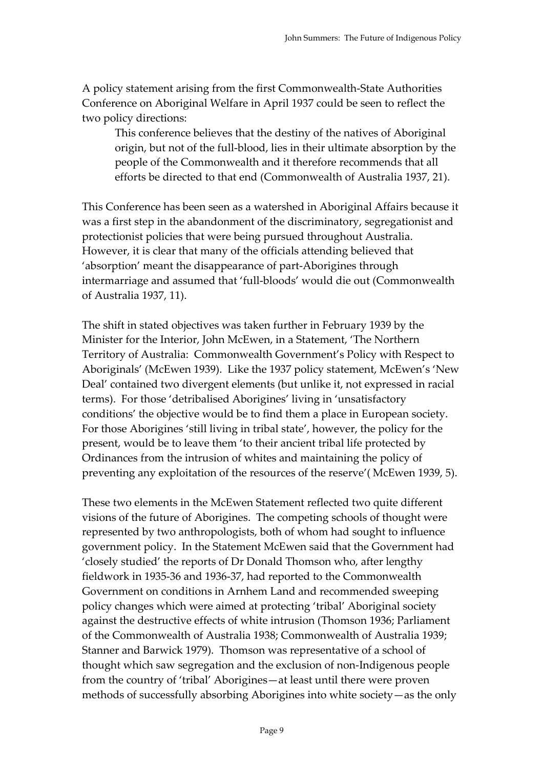A policy statement arising from the first Commonwealth-State Authorities Conference on Aboriginal Welfare in April 1937 could be seen to reflect the two policy directions:

> This conference believes that the destiny of the natives of Aboriginal origin, but not of the full-blood, lies in their ultimate absorption by the people of the Commonwealth and it therefore recommends that all efforts be directed to that end (Commonwealth of Australia 1937, 21).

This Conference has been seen as a watershed in Aboriginal Affairs because it was a first step in the abandonment of the discriminatory, segregationist and protectionist policies that were being pursued throughout Australia. However, it is clear that many of the officials attending believed that 'absorption' meant the disappearance of part-Aborigines through intermarriage and assumed that 'full-bloods' would die out (Commonwealth of Australia 1937, 11).

The shift in stated objectives was taken further in February 1939 by the Minister for the Interior, John McEwen, in a Statement, 'The Northern Territory of Australia: Commonwealth Government's Policy with Respect to Aboriginals' (McEwen 1939). Like the 1937 policy statement, McEwen's 'New Deal' contained two divergent elements (but unlike it, not expressed in racial terms). For those 'detribalised Aborigines' living in 'unsatisfactory conditions' the objective would be to find them a place in European society. For those Aborigines 'still living in tribal state', however, the policy for the present, would be to leave them 'to their ancient tribal life protected by Ordinances from the intrusion of whites and maintaining the policy of preventing any exploitation of the resources of the reserve'( McEwen 1939, 5).

These two elements in the McEwen Statement reflected two quite different visions of the future of Aborigines. The competing schools of thought were represented by two anthropologists, both of whom had sought to influence government policy. In the Statement McEwen said that the Government had 'closely studied' the reports of Dr Donald Thomson who, after lengthy fieldwork in 1935-36 and 1936-37, had reported to the Commonwealth Government on conditions in Arnhem Land and recommended sweeping policy changes which were aimed at protecting 'tribal' Aboriginal society against the destructive effects of white intrusion (Thomson 1936; Parliament of the Commonwealth of Australia 1938; Commonwealth of Australia 1939; Stanner and Barwick 1979). Thomson was representative of a school of thought which saw segregation and the exclusion of non-Indigenous people from the country of 'tribal' Aborigines—at least until there were proven methods of successfully absorbing Aborigines into white society—as the only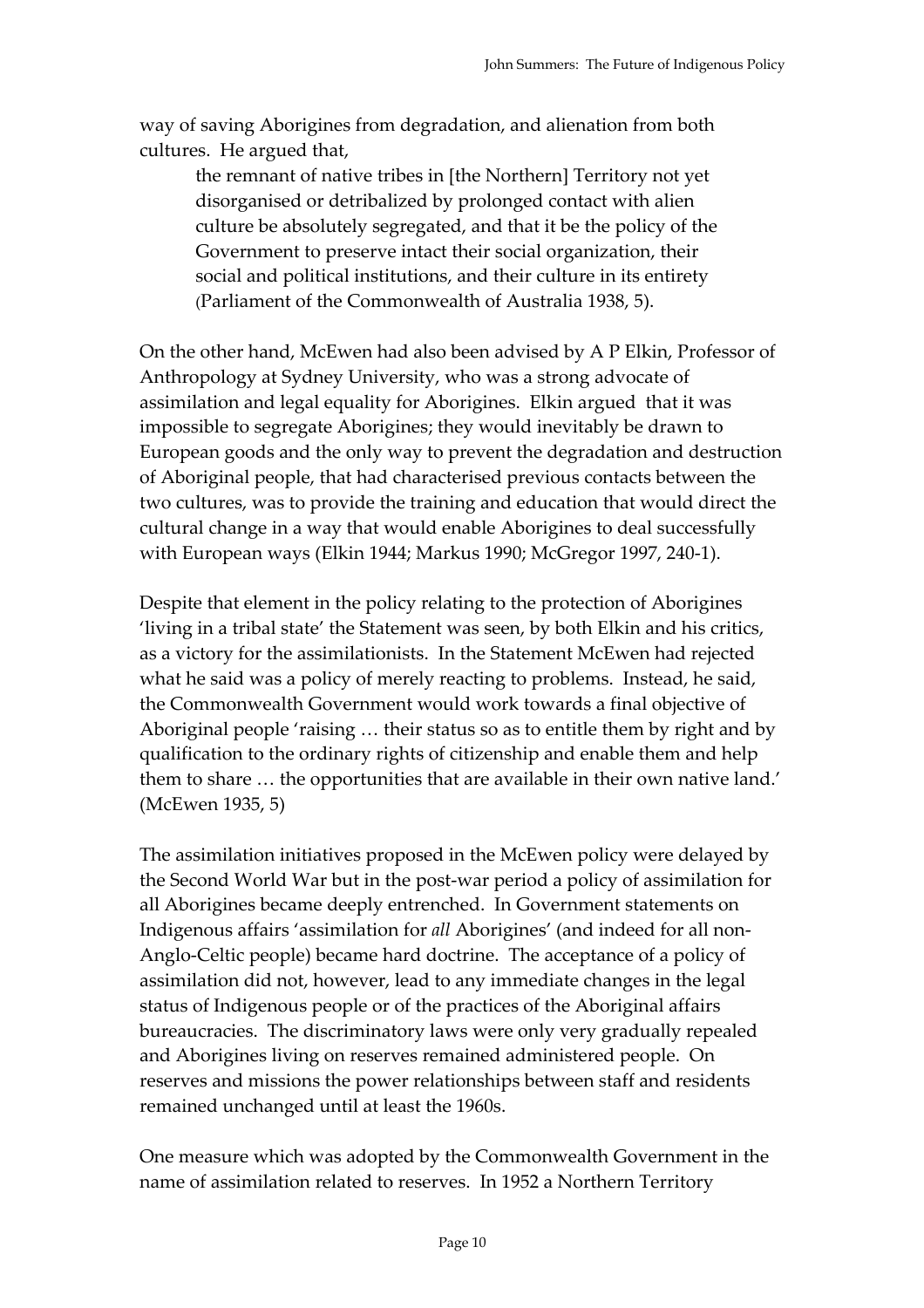way of saving Aborigines from degradation, and alienation from both cultures. He argued that,

> the remnant of native tribes in [the Northern] Territory not yet disorganised or detribalized by prolonged contact with alien culture be absolutely segregated, and that it be the policy of the Government to preserve intact their social organization, their social and political institutions, and their culture in its entirety (Parliament of the Commonwealth of Australia 1938, 5).

On the other hand, McEwen had also been advised by A P Elkin, Professor of Anthropology at Sydney University, who was a strong advocate of assimilation and legal equality for Aborigines. Elkin argued that it was impossible to segregate Aborigines; they would inevitably be drawn to European goods and the only way to prevent the degradation and destruction of Aboriginal people, that had characterised previous contacts between the two cultures, was to provide the training and education that would direct the cultural change in a way that would enable Aborigines to deal successfully with European ways (Elkin 1944; Markus 1990; McGregor 1997, 240-1).

Despite that element in the policy relating to the protection of Aborigines 'living in a tribal state' the Statement was seen, by both Elkin and his critics, as a victory for the assimilationists. In the Statement McEwen had rejected what he said was a policy of merely reacting to problems. Instead, he said, the Commonwealth Government would work towards a final objective of Aboriginal people 'raising … their status so as to entitle them by right and by qualification to the ordinary rights of citizenship and enable them and help them to share … the opportunities that are available in their own native land.' (McEwen 1935, 5)

The assimilation initiatives proposed in the McEwen policy were delayed by the Second World War but in the post-war period a policy of assimilation for all Aborigines became deeply entrenched. In Government statements on Indigenous affairs 'assimilation for *all* Aborigines' (and indeed for all non-Anglo-Celtic people) became hard doctrine. The acceptance of a policy of assimilation did not, however, lead to any immediate changes in the legal status of Indigenous people or of the practices of the Aboriginal affairs bureaucracies. The discriminatory laws were only very gradually repealed and Aborigines living on reserves remained administered people. On reserves and missions the power relationships between staff and residents remained unchanged until at least the 1960s.

One measure which was adopted by the Commonwealth Government in the name of assimilation related to reserves. In 1952 a Northern Territory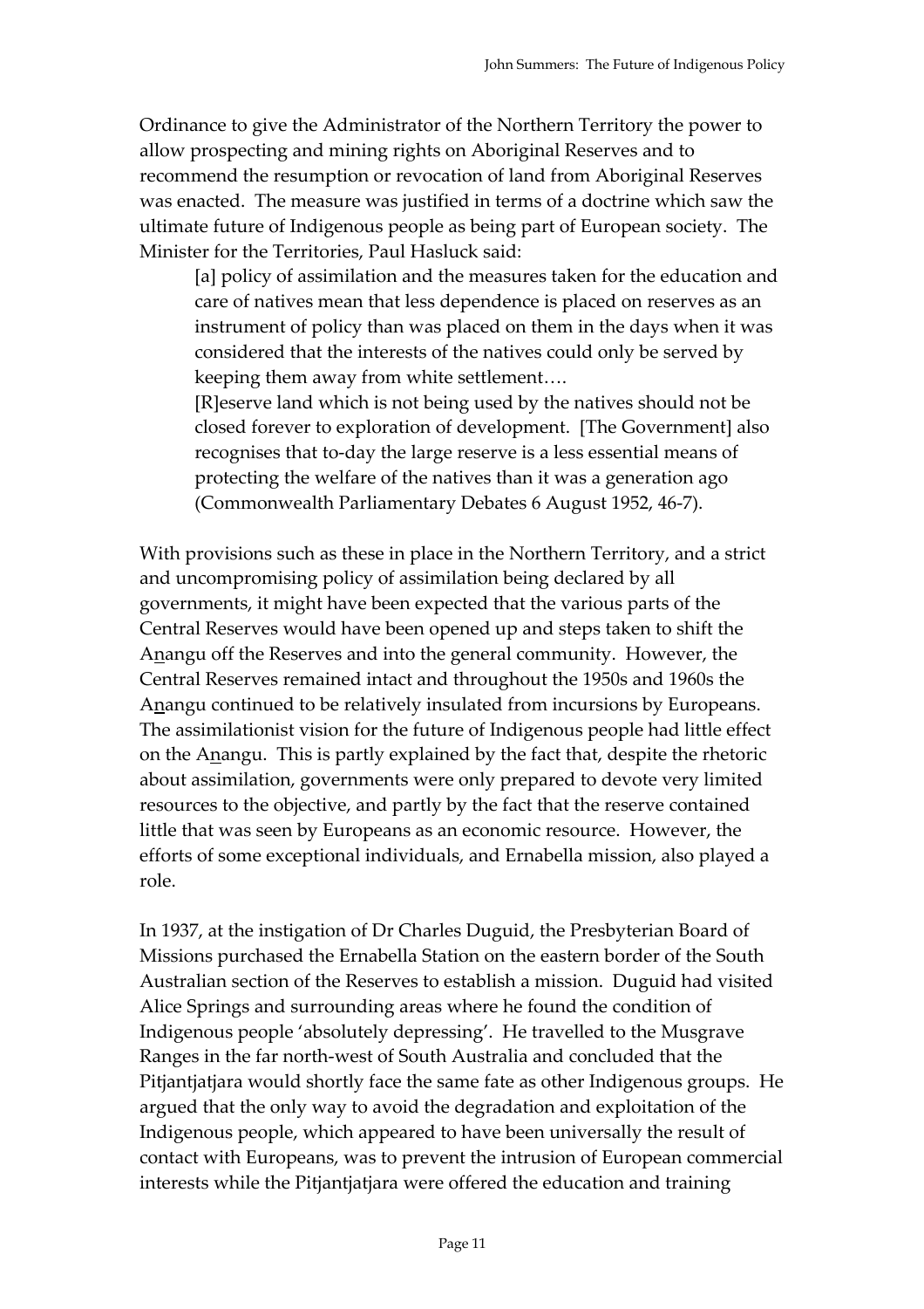Ordinance to give the Administrator of the Northern Territory the power to allow prospecting and mining rights on Aboriginal Reserves and to recommend the resumption or revocation of land from Aboriginal Reserves was enacted. The measure was justified in terms of a doctrine which saw the ultimate future of Indigenous people as being part of European society. The Minister for the Territories, Paul Hasluck said:

> [a] policy of assimilation and the measures taken for the education and care of natives mean that less dependence is placed on reserves as an instrument of policy than was placed on them in the days when it was considered that the interests of the natives could only be served by keeping them away from white settlement….
>
> [R]eserve land which is not being used by the natives should not be closed forever to exploration of development. [The Government] also recognises that to-day the large reserve is a less essential means of protecting the welfare of the natives than it was a generation ago (Commonwealth Parliamentary Debates 6 August 1952, 46-7).

With provisions such as these in place in the Northern Territory, and a strict and uncompromising policy of assimilation being declared by all governments, it might have been expected that the various parts of the Central Reserves would have been opened up and steps taken to shift the Anangu off the Reserves and into the general community. However, the Central Reserves remained intact and throughout the 1950s and 1960s the Anangu continued to be relatively insulated from incursions by Europeans. The assimilationist vision for the future of Indigenous people had little effect on the Anangu. This is partly explained by the fact that, despite the rhetoric about assimilation, governments were only prepared to devote very limited resources to the objective, and partly by the fact that the reserve contained little that was seen by Europeans as an economic resource. However, the efforts of some exceptional individuals, and Ernabella mission, also played a role.

In 1937, at the instigation of Dr Charles Duguid, the Presbyterian Board of Missions purchased the Ernabella Station on the eastern border of the South Australian section of the Reserves to establish a mission. Duguid had visited Alice Springs and surrounding areas where he found the condition of Indigenous people 'absolutely depressing'. He travelled to the Musgrave Ranges in the far north-west of South Australia and concluded that the Pitjantjatjara would shortly face the same fate as other Indigenous groups. He argued that the only way to avoid the degradation and exploitation of the Indigenous people, which appeared to have been universally the result of contact with Europeans, was to prevent the intrusion of European commercial interests while the Pitjantjatjara were offered the education and training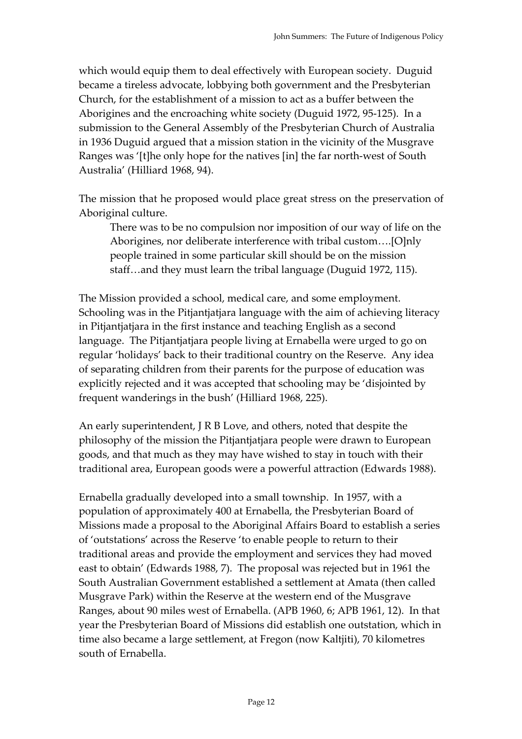which would equip them to deal effectively with European society. Duguid became a tireless advocate, lobbying both government and the Presbyterian Church, for the establishment of a mission to act as a buffer between the Aborigines and the encroaching white society (Duguid 1972, 95-125). In a submission to the General Assembly of the Presbyterian Church of Australia in 1936 Duguid argued that a mission station in the vicinity of the Musgrave Ranges was '[t]he only hope for the natives [in] the far north-west of South Australia' (Hilliard 1968, 94).

The mission that he proposed would place great stress on the preservation of Aboriginal culture.

> There was to be no compulsion nor imposition of our way of life on the Aborigines, nor deliberate interference with tribal custom….[O]nly people trained in some particular skill should be on the mission staff…and they must learn the tribal language (Duguid 1972, 115).

The Mission provided a school, medical care, and some employment. Schooling was in the Pitjantjatjara language with the aim of achieving literacy in Pitjantjatjara in the first instance and teaching English as a second language. The Pitjantjatjara people living at Ernabella were urged to go on regular 'holidays' back to their traditional country on the Reserve. Any idea of separating children from their parents for the purpose of education was explicitly rejected and it was accepted that schooling may be 'disjointed by frequent wanderings in the bush' (Hilliard 1968, 225).

An early superintendent, J R B Love, and others, noted that despite the philosophy of the mission the Pitjantjatjara people were drawn to European goods, and that much as they may have wished to stay in touch with their traditional area, European goods were a powerful attraction (Edwards 1988).

Ernabella gradually developed into a small township. In 1957, with a population of approximately 400 at Ernabella, the Presbyterian Board of Missions made a proposal to the Aboriginal Affairs Board to establish a series of 'outstations' across the Reserve 'to enable people to return to their traditional areas and provide the employment and services they had moved east to obtain' (Edwards 1988, 7). The proposal was rejected but in 1961 the South Australian Government established a settlement at Amata (then called Musgrave Park) within the Reserve at the western end of the Musgrave Ranges, about 90 miles west of Ernabella. (APB 1960, 6; APB 1961, 12). In that year the Presbyterian Board of Missions did establish one outstation, which in time also became a large settlement, at Fregon (now Kaltjiti), 70 kilometres south of Ernabella.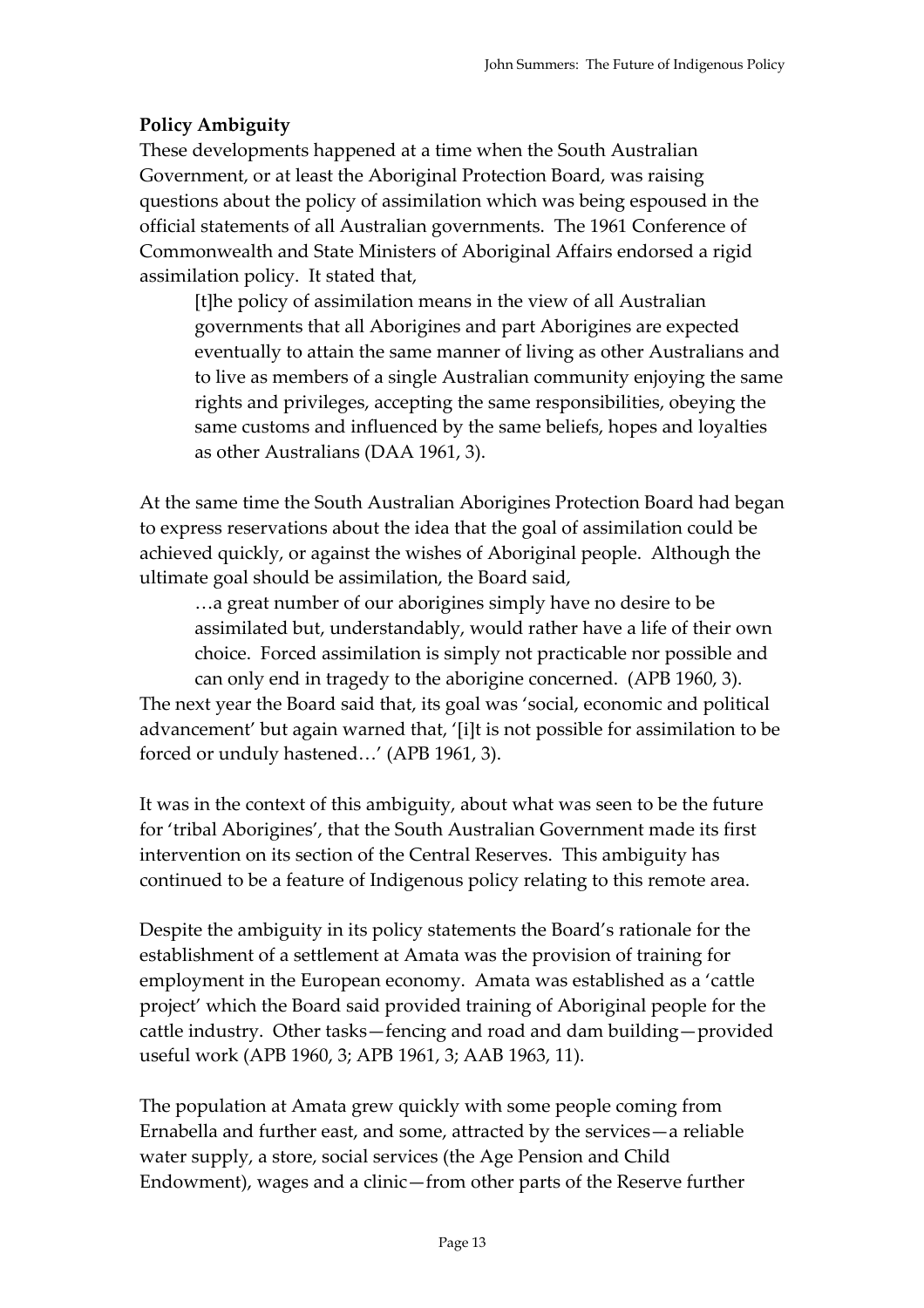## Policy Ambiguity

These developments happened at a time when the South Australian Government, or at least the Aboriginal Protection Board, was raising questions about the policy of assimilation which was being espoused in the official statements of all Australian governments. The 1961 Conference of Commonwealth and State Ministers of Aboriginal Affairs endorsed a rigid assimilation policy. It stated that,

> [t]he policy of assimilation means in the view of all Australian governments that all Aborigines and part Aborigines are expected eventually to attain the same manner of living as other Australians and to live as members of a single Australian community enjoying the same rights and privileges, accepting the same responsibilities, obeying the same customs and influenced by the same beliefs, hopes and loyalties as other Australians (DAA 1961, 3).

At the same time the South Australian Aborigines Protection Board had began to express reservations about the idea that the goal of assimilation could be achieved quickly, or against the wishes of Aboriginal people. Although the ultimate goal should be assimilation, the Board said,

> …a great number of our aborigines simply have no desire to be assimilated but, understandably, would rather have a life of their own choice. Forced assimilation is simply not practicable nor possible and can only end in tragedy to the aborigine concerned. (APB 1960, 3).

The next year the Board said that, its goal was 'social, economic and political advancement' but again warned that, '[i]t is not possible for assimilation to be forced or unduly hastened…' (APB 1961, 3).

It was in the context of this ambiguity, about what was seen to be the future for 'tribal Aborigines', that the South Australian Government made its first intervention on its section of the Central Reserves. This ambiguity has continued to be a feature of Indigenous policy relating to this remote area.

Despite the ambiguity in its policy statements the Board's rationale for the establishment of a settlement at Amata was the provision of training for employment in the European economy. Amata was established as a 'cattle project' which the Board said provided training of Aboriginal people for the cattle industry. Other tasks—fencing and road and dam building—provided useful work (APB 1960, 3; APB 1961, 3; AAB 1963, 11).

The population at Amata grew quickly with some people coming from Ernabella and further east, and some, attracted by the services—a reliable water supply, a store, social services (the Age Pension and Child Endowment), wages and a clinic—from other parts of the Reserve further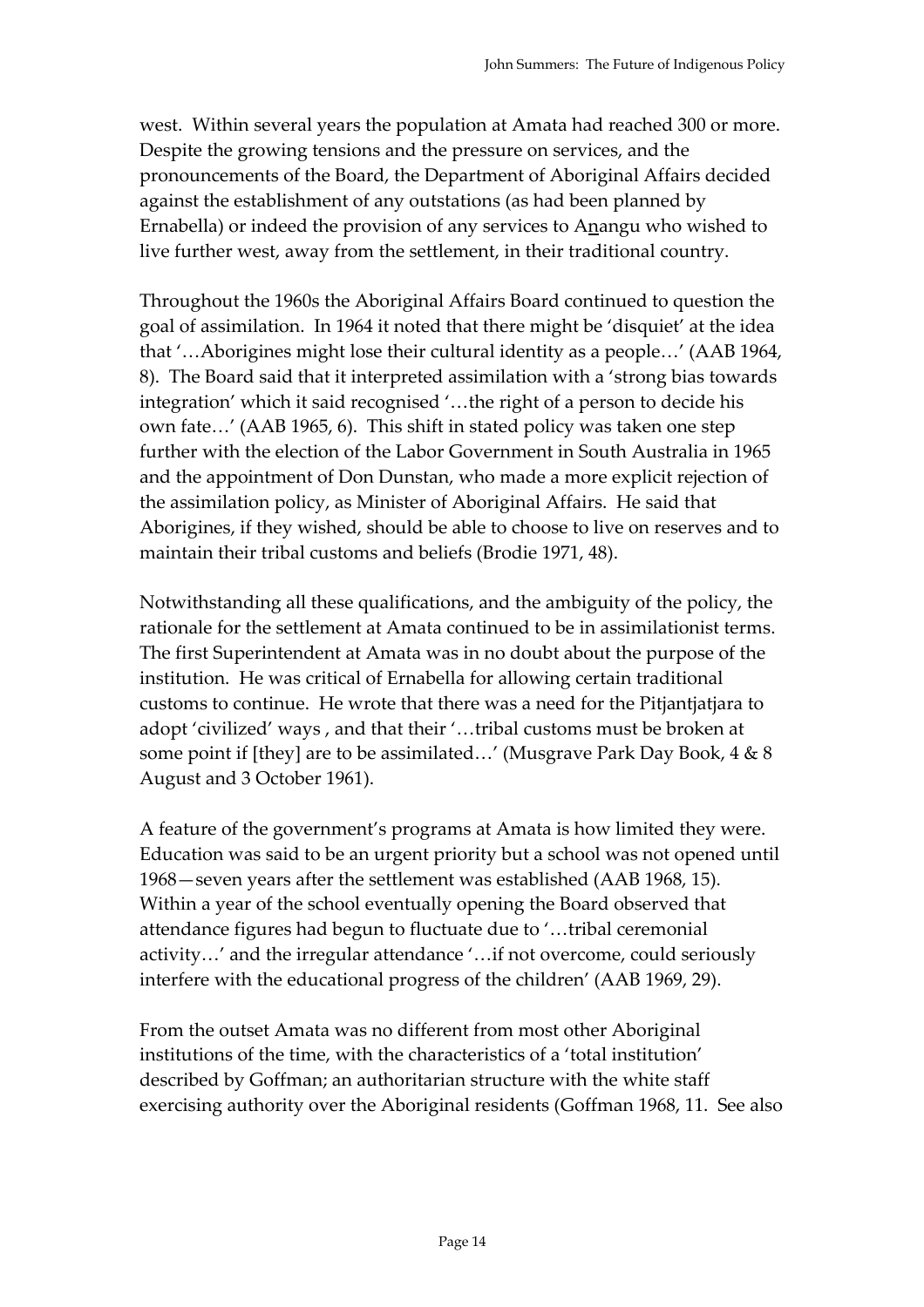west. Within several years the population at Amata had reached 300 or more. Despite the growing tensions and the pressure on services, and the pronouncements of the Board, the Department of Aboriginal Affairs decided against the establishment of any outstations (as had been planned by Ernabella) or indeed the provision of any services to A<u>n</u>angu who wished to live further west, away from the settlement, in their traditional country.

Throughout the 1960s the Aboriginal Affairs Board continued to question the goal of assimilation. In 1964 it noted that there might be 'disquiet' at the idea that '…Aborigines might lose their cultural identity as a people…' (AAB 1964, 8). The Board said that it interpreted assimilation with a 'strong bias towards integration' which it said recognised '…the right of a person to decide his own fate…' (AAB 1965, 6). This shift in stated policy was taken one step further with the election of the Labor Government in South Australia in 1965 and the appointment of Don Dunstan, who made a more explicit rejection of the assimilation policy, as Minister of Aboriginal Affairs. He said that Aborigines, if they wished, should be able to choose to live on reserves and to maintain their tribal customs and beliefs (Brodie 1971, 48).

Notwithstanding all these qualifications, and the ambiguity of the policy, the rationale for the settlement at Amata continued to be in assimilationist terms. The first Superintendent at Amata was in no doubt about the purpose of the institution. He was critical of Ernabella for allowing certain traditional customs to continue. He wrote that there was a need for the Pitjantjatjara to adopt 'civilized' ways , and that their '…tribal customs must be broken at some point if [they] are to be assimilated…' (Musgrave Park Day Book, 4 & 8 August and 3 October 1961).

A feature of the government's programs at Amata is how limited they were. Education was said to be an urgent priority but a school was not opened until 1968—seven years after the settlement was established (AAB 1968, 15). Within a year of the school eventually opening the Board observed that attendance figures had begun to fluctuate due to '…tribal ceremonial activity…' and the irregular attendance '…if not overcome, could seriously interfere with the educational progress of the children' (AAB 1969, 29).

From the outset Amata was no different from most other Aboriginal institutions of the time, with the characteristics of a 'total institution' described by Goffman; an authoritarian structure with the white staff exercising authority over the Aboriginal residents (Goffman 1968, 11. See also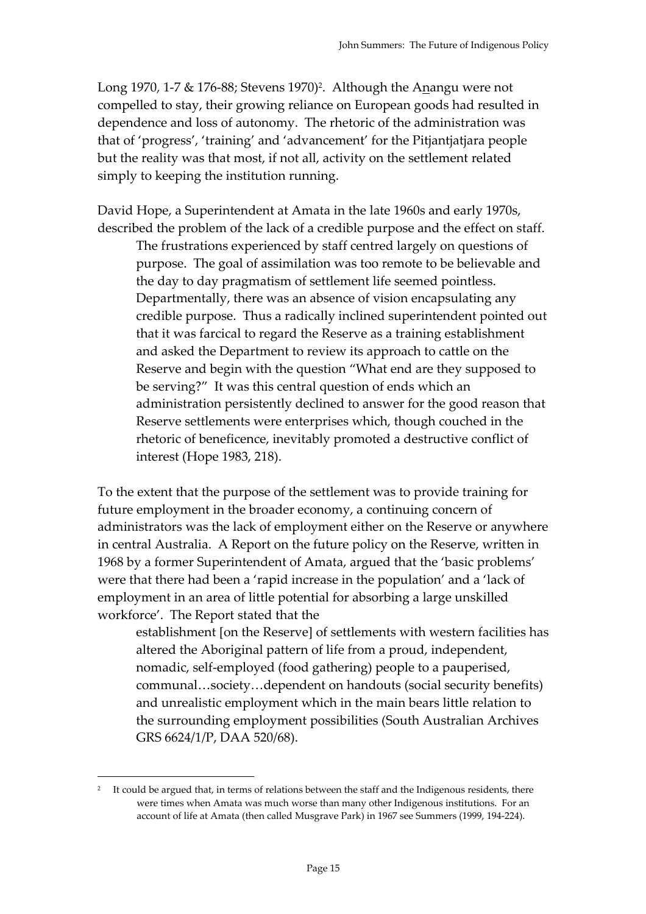Long 1970, 1-7 & 176-88; Stevens 1970)[2]. Although the Anangu were not compelled to stay, their growing reliance on European goods had resulted in dependence and loss of autonomy. The rhetoric of the administration was that of 'progress', 'training' and 'advancement' for the Pitjantjatjara people but the reality was that most, if not all, activity on the settlement related simply to keeping the institution running.

David Hope, a Superintendent at Amata in the late 1960s and early 1970s, described the problem of the lack of a credible purpose and the effect on staff.

> The frustrations experienced by staff centred largely on questions of purpose. The goal of assimilation was too remote to be believable and the day to day pragmatism of settlement life seemed pointless. Departmentally, there was an absence of vision encapsulating any credible purpose. Thus a radically inclined superintendent pointed out that it was farcical to regard the Reserve as a training establishment and asked the Department to review its approach to cattle on the Reserve and begin with the question "What end are they supposed to be serving?" It was this central question of ends which an administration persistently declined to answer for the good reason that Reserve settlements were enterprises which, though couched in the rhetoric of beneficence, inevitably promoted a destructive conflict of interest (Hope 1983, 218).

To the extent that the purpose of the settlement was to provide training for future employment in the broader economy, a continuing concern of administrators was the lack of employment either on the Reserve or anywhere in central Australia. A Report on the future policy on the Reserve, written in 1968 by a former Superintendent of Amata, argued that the 'basic problems' were that there had been a 'rapid increase in the population' and a 'lack of employment in an area of little potential for absorbing a large unskilled workforce'. The Report stated that the

> establishment [on the Reserve] of settlements with western facilities has altered the Aboriginal pattern of life from a proud, independent, nomadic, self-employed (food gathering) people to a pauperised, communal…society…dependent on handouts (social security benefits) and unrealistic employment which in the main bears little relation to the surrounding employment possibilities (South Australian Archives GRS 6624/1/P, DAA 520/68).

---

[2] It could be argued that, in terms of relations between the staff and the Indigenous residents, there were times when Amata was much worse than many other Indigenous institutions. For an account of life at Amata (then called Musgrave Park) in 1967 see Summers (1999, 194-224).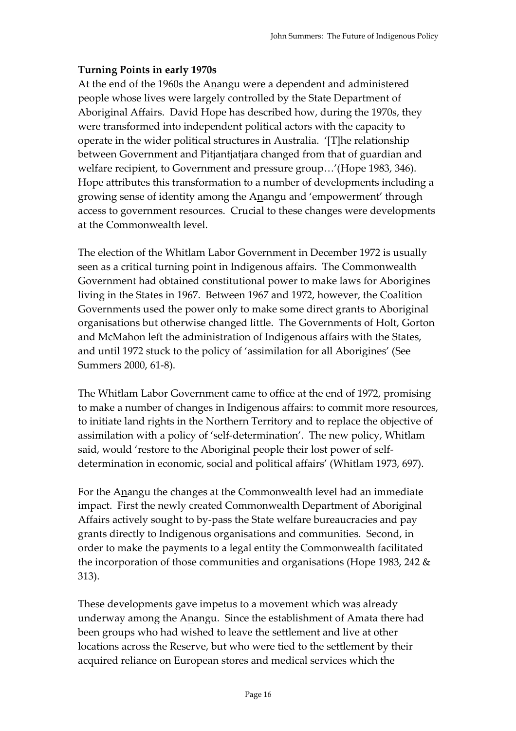## Turning Points in early 1970s

At the end of the 1960s the Anangu were a dependent and administered people whose lives were largely controlled by the State Department of Aboriginal Affairs. David Hope has described how, during the 1970s, they were transformed into independent political actors with the capacity to operate in the wider political structures in Australia. '[T]he relationship between Government and Pitjantjatjara changed from that of guardian and welfare recipient, to Government and pressure group…'(Hope 1983, 346). Hope attributes this transformation to a number of developments including a growing sense of identity among the Anangu and 'empowerment' through access to government resources. Crucial to these changes were developments at the Commonwealth level.

The election of the Whitlam Labor Government in December 1972 is usually seen as a critical turning point in Indigenous affairs. The Commonwealth Government had obtained constitutional power to make laws for Aborigines living in the States in 1967. Between 1967 and 1972, however, the Coalition Governments used the power only to make some direct grants to Aboriginal organisations but otherwise changed little. The Governments of Holt, Gorton and McMahon left the administration of Indigenous affairs with the States, and until 1972 stuck to the policy of 'assimilation for all Aborigines' (See Summers 2000, 61-8).

The Whitlam Labor Government came to office at the end of 1972, promising to make a number of changes in Indigenous affairs: to commit more resources, to initiate land rights in the Northern Territory and to replace the objective of assimilation with a policy of 'self-determination'. The new policy, Whitlam said, would 'restore to the Aboriginal people their lost power of self-determination in economic, social and political affairs' (Whitlam 1973, 697).

For the Anangu the changes at the Commonwealth level had an immediate impact. First the newly created Commonwealth Department of Aboriginal Affairs actively sought to by-pass the State welfare bureaucracies and pay grants directly to Indigenous organisations and communities. Second, in order to make the payments to a legal entity the Commonwealth facilitated the incorporation of those communities and organisations (Hope 1983, 242 & 313).

These developments gave impetus to a movement which was already underway among the Anangu. Since the establishment of Amata there had been groups who had wished to leave the settlement and live at other locations across the Reserve, but who were tied to the settlement by their acquired reliance on European stores and medical services which the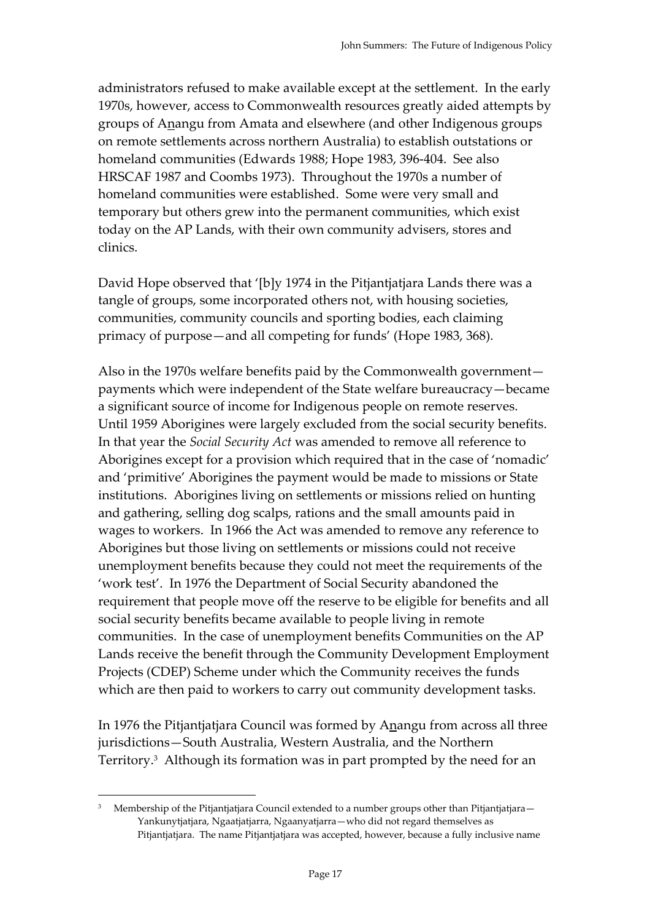administrators refused to make available except at the settlement. In the early 1970s, however, access to Commonwealth resources greatly aided attempts by groups of Anangu from Amata and elsewhere (and other Indigenous groups on remote settlements across northern Australia) to establish outstations or homeland communities (Edwards 1988; Hope 1983, 396-404. See also HRSCAF 1987 and Coombs 1973). Throughout the 1970s a number of homeland communities were established. Some were very small and temporary but others grew into the permanent communities, which exist today on the AP Lands, with their own community advisers, stores and clinics.

David Hope observed that '[b]y 1974 in the Pitjantjatjara Lands there was a tangle of groups, some incorporated others not, with housing societies, communities, community councils and sporting bodies, each claiming primacy of purpose—and all competing for funds' (Hope 1983, 368).

Also in the 1970s welfare benefits paid by the Commonwealth government—payments which were independent of the State welfare bureaucracy—became a significant source of income for Indigenous people on remote reserves. Until 1959 Aborigines were largely excluded from the social security benefits. In that year the *Social Security Act* was amended to remove all reference to Aborigines except for a provision which required that in the case of 'nomadic' and 'primitive' Aborigines the payment would be made to missions or State institutions. Aborigines living on settlements or missions relied on hunting and gathering, selling dog scalps, rations and the small amounts paid in wages to workers. In 1966 the Act was amended to remove any reference to Aborigines but those living on settlements or missions could not receive unemployment benefits because they could not meet the requirements of the 'work test'. In 1976 the Department of Social Security abandoned the requirement that people move off the reserve to be eligible for benefits and all social security benefits became available to people living in remote communities. In the case of unemployment benefits Communities on the AP Lands receive the benefit through the Community Development Employment Projects (CDEP) Scheme under which the Community receives the funds which are then paid to workers to carry out community development tasks.

In 1976 the Pitjantjatjara Council was formed by Anangu from across all three jurisdictions—South Australia, Western Australia, and the Northern Territory.[3] Although its formation was in part prompted by the need for an

---

[3] Membership of the Pitjantjatjara Council extended to a number groups other than Pitjantjatjara—Yankunytjatjara, Ngaatjatjarra, Ngaanyatjarra—who did not regard themselves as Pitjantjatjara. The name Pitjantjatjara was accepted, however, because a fully inclusive name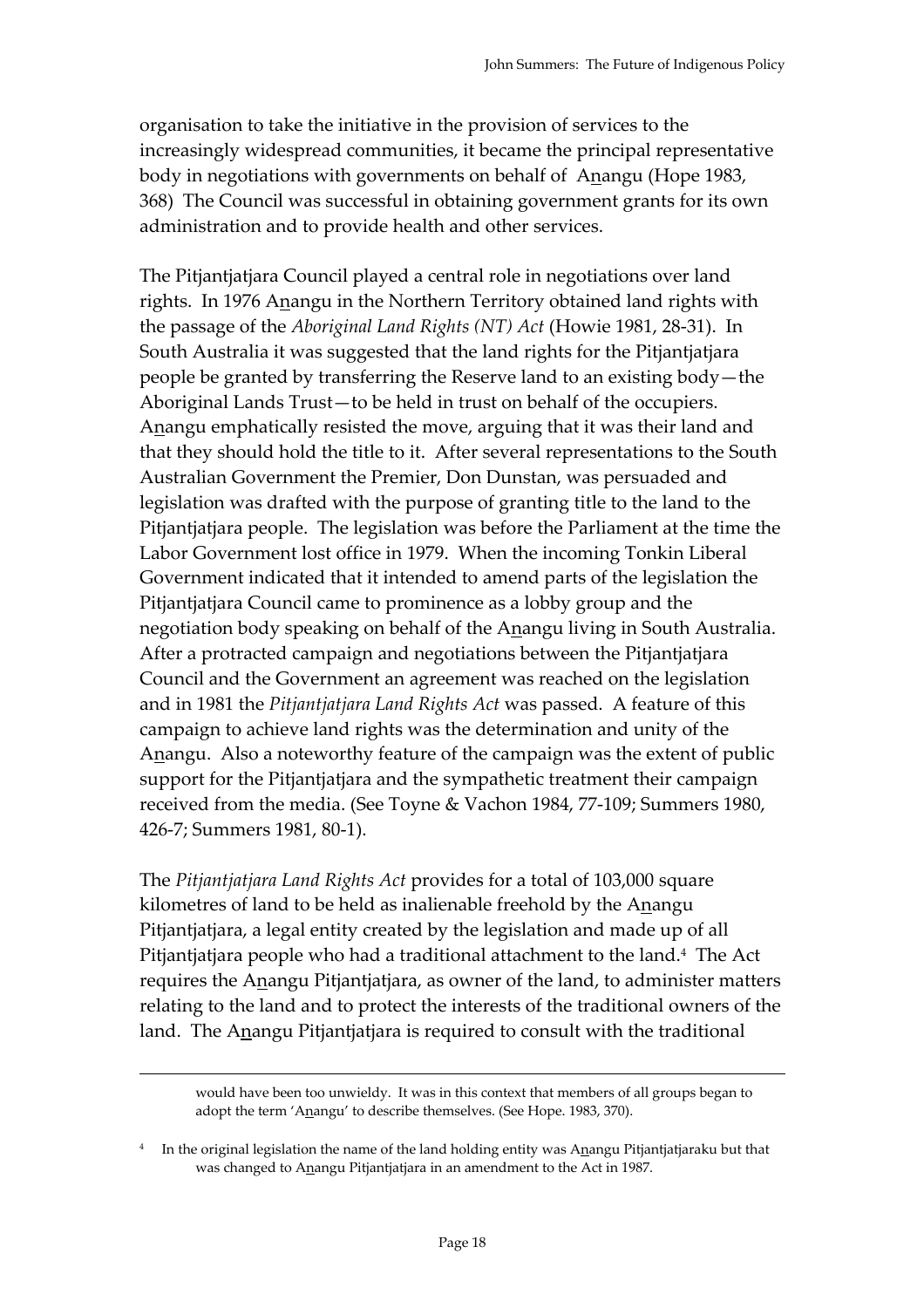organisation to take the initiative in the provision of services to the increasingly widespread communities, it became the principal representative body in negotiations with governments on behalf of Anangu (Hope 1983, 368) The Council was successful in obtaining government grants for its own administration and to provide health and other services.

The Pitjantjatjara Council played a central role in negotiations over land rights. In 1976 Anangu in the Northern Territory obtained land rights with the passage of the *Aboriginal Land Rights (NT) Act* (Howie 1981, 28-31). In South Australia it was suggested that the land rights for the Pitjantjatjara people be granted by transferring the Reserve land to an existing body—the Aboriginal Lands Trust—to be held in trust on behalf of the occupiers. Anangu emphatically resisted the move, arguing that it was their land and that they should hold the title to it. After several representations to the South Australian Government the Premier, Don Dunstan, was persuaded and legislation was drafted with the purpose of granting title to the land to the Pitjantjatjara people. The legislation was before the Parliament at the time the Labor Government lost office in 1979. When the incoming Tonkin Liberal Government indicated that it intended to amend parts of the legislation the Pitjantjatjara Council came to prominence as a lobby group and the negotiation body speaking on behalf of the Anangu living in South Australia. After a protracted campaign and negotiations between the Pitjantjatjara Council and the Government an agreement was reached on the legislation and in 1981 the *Pitjantjatjara Land Rights Act* was passed. A feature of this campaign to achieve land rights was the determination and unity of the Anangu. Also a noteworthy feature of the campaign was the extent of public support for the Pitjantjatjara and the sympathetic treatment their campaign received from the media. (See Toyne & Vachon 1984, 77-109; Summers 1980, 426-7; Summers 1981, 80-1).

The *Pitjantjatjara Land Rights Act* provides for a total of 103,000 square kilometres of land to be held as inalienable freehold by the Anangu Pitjantjatjara, a legal entity created by the legislation and made up of all Pitjantjatjara people who had a traditional attachment to the land.[4] The Act requires the Anangu Pitjantjatjara, as owner of the land, to administer matters relating to the land and to protect the interests of the traditional owners of the land. The Anangu Pitjantjatjara is required to consult with the traditional

---

would have been too unwieldy. It was in this context that members of all groups began to adopt the term 'Anangu' to describe themselves. (See Hope. 1983, 370).

[4] In the original legislation the name of the land holding entity was Anangu Pitjantjatjaraku but that was changed to Anangu Pitjantjatjara in an amendment to the Act in 1987.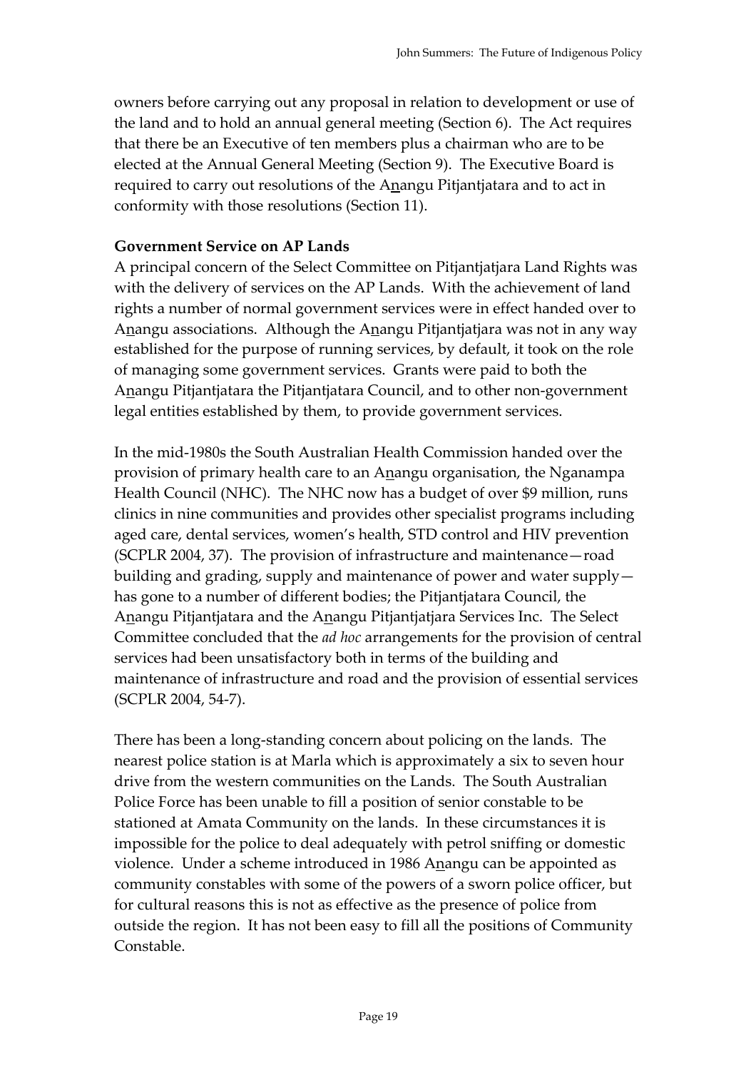owners before carrying out any proposal in relation to development or use of the land and to hold an annual general meeting (Section 6). The Act requires that there be an Executive of ten members plus a chairman who are to be elected at the Annual General Meeting (Section 9). The Executive Board is required to carry out resolutions of the Anangu Pitjantjatara and to act in conformity with those resolutions (Section 11).

**Government Service on AP Lands**

A principal concern of the Select Committee on Pitjantjatjara Land Rights was with the delivery of services on the AP Lands. With the achievement of land rights a number of normal government services were in effect handed over to Anangu associations. Although the Anangu Pitjantjatjara was not in any way established for the purpose of running services, by default, it took on the role of managing some government services. Grants were paid to both the Anangu Pitjantjatara the Pitjantjatara Council, and to other non-government legal entities established by them, to provide government services.

In the mid-1980s the South Australian Health Commission handed over the provision of primary health care to an Anangu organisation, the Nganampa Health Council (NHC). The NHC now has a budget of over $9 million, runs clinics in nine communities and provides other specialist programs including aged care, dental services, women's health, STD control and HIV prevention (SCPLR 2004, 37). The provision of infrastructure and maintenance—road building and grading, supply and maintenance of power and water supply—has gone to a number of different bodies; the Pitjantjatara Council, the Anangu Pitjantjatara and the Anangu Pitjantjatjara Services Inc. The Select Committee concluded that the *ad hoc* arrangements for the provision of central services had been unsatisfactory both in terms of the building and maintenance of infrastructure and road and the provision of essential services (SCPLR 2004, 54-7).

There has been a long-standing concern about policing on the lands. The nearest police station is at Marla which is approximately a six to seven hour drive from the western communities on the Lands. The South Australian Police Force has been unable to fill a position of senior constable to be stationed at Amata Community on the lands. In these circumstances it is impossible for the police to deal adequately with petrol sniffing or domestic violence. Under a scheme introduced in 1986 Anangu can be appointed as community constables with some of the powers of a sworn police officer, but for cultural reasons this is not as effective as the presence of police from outside the region. It has not been easy to fill all the positions of Community Constable.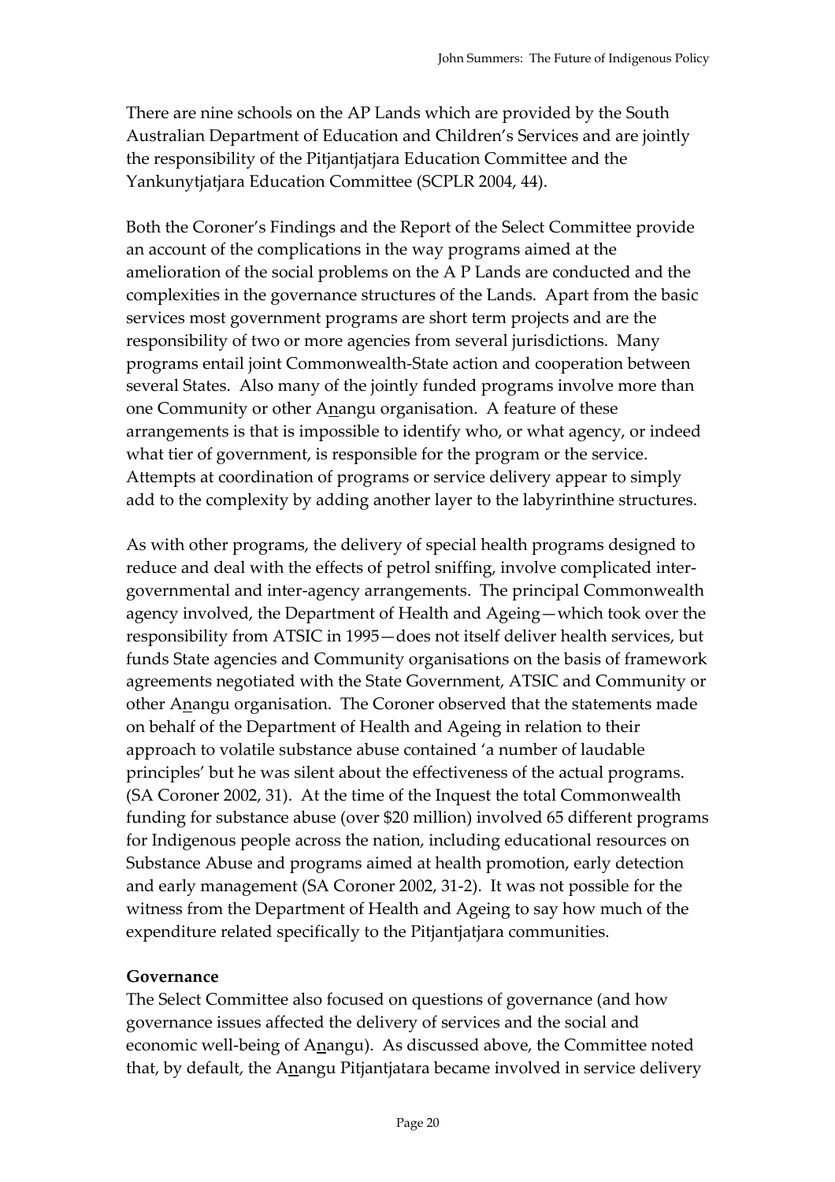There are nine schools on the AP Lands which are provided by the South Australian Department of Education and Children's Services and are jointly the responsibility of the Pitjantjatjara Education Committee and the Yankunytjatjara Education Committee (SCPLR 2004, 44).

Both the Coroner's Findings and the Report of the Select Committee provide an account of the complications in the way programs aimed at the amelioration of the social problems on the A P Lands are conducted and the complexities in the governance structures of the Lands. Apart from the basic services most government programs are short term projects and are the responsibility of two or more agencies from several jurisdictions. Many programs entail joint Commonwealth-State action and cooperation between several States. Also many of the jointly funded programs involve more than one Community or other Anangu organisation. A feature of these arrangements is that is impossible to identify who, or what agency, or indeed what tier of government, is responsible for the program or the service. Attempts at coordination of programs or service delivery appear to simply add to the complexity by adding another layer to the labyrinthine structures.

As with other programs, the delivery of special health programs designed to reduce and deal with the effects of petrol sniffing, involve complicated inter-governmental and inter-agency arrangements. The principal Commonwealth agency involved, the Department of Health and Ageing—which took over the responsibility from ATSIC in 1995—does not itself deliver health services, but funds State agencies and Community organisations on the basis of framework agreements negotiated with the State Government, ATSIC and Community or other Anangu organisation. The Coroner observed that the statements made on behalf of the Department of Health and Ageing in relation to their approach to volatile substance abuse contained 'a number of laudable principles' but he was silent about the effectiveness of the actual programs. (SA Coroner 2002, 31). At the time of the Inquest the total Commonwealth funding for substance abuse (over $20 million) involved 65 different programs for Indigenous people across the nation, including educational resources on Substance Abuse and programs aimed at health promotion, early detection and early management (SA Coroner 2002, 31-2). It was not possible for the witness from the Department of Health and Ageing to say how much of the expenditure related specifically to the Pitjantjatjara communities.

**Governance**

The Select Committee also focused on questions of governance (and how governance issues affected the delivery of services and the social and economic well-being of Anangu). As discussed above, the Committee noted that, by default, the Anangu Pitjantjatara became involved in service delivery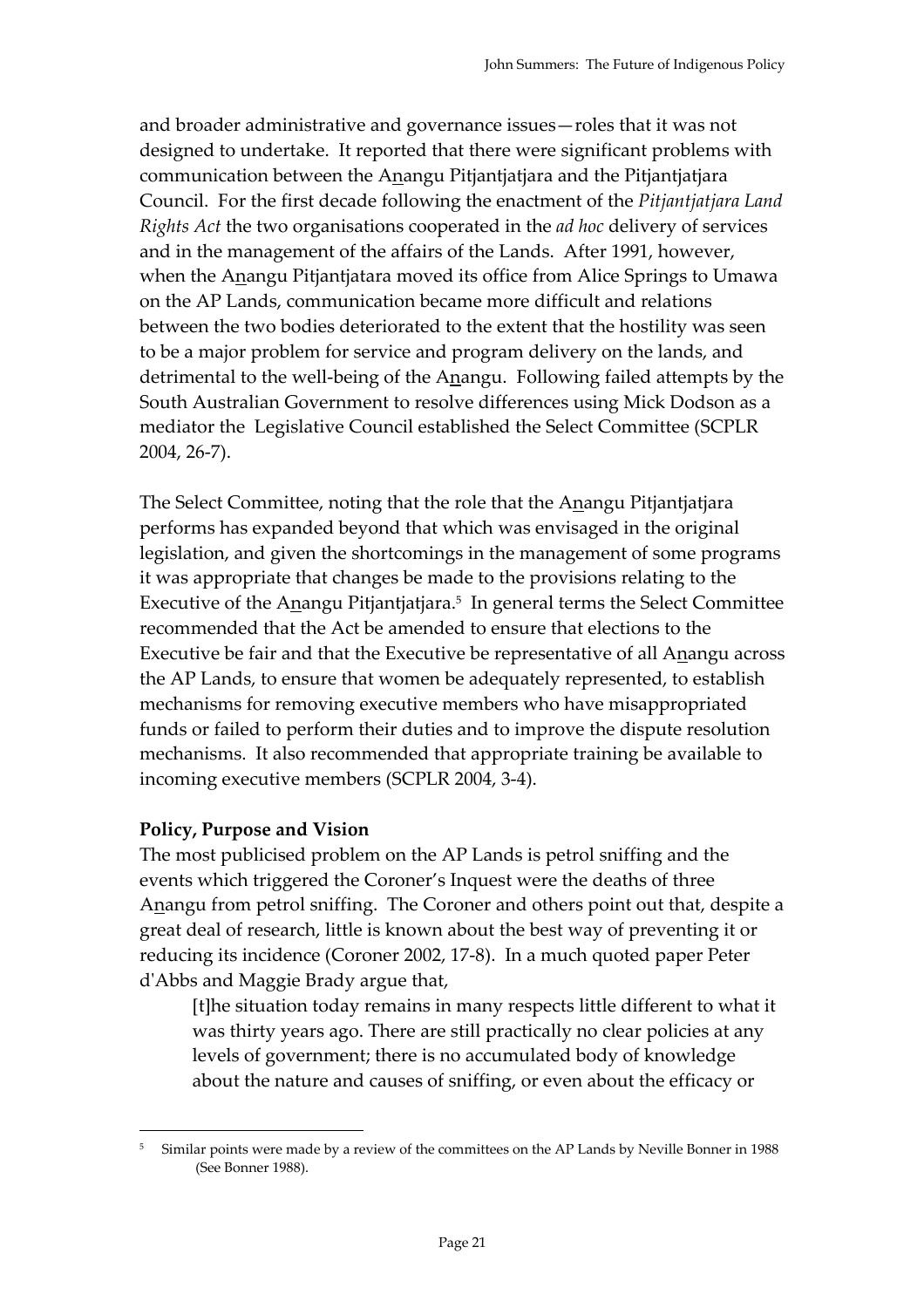and broader administrative and governance issues—roles that it was not designed to undertake. It reported that there were significant problems with communication between the Anangu Pitjantjatjara and the Pitjantjatjara Council. For the first decade following the enactment of the *Pitjantjatjara Land Rights Act* the two organisations cooperated in the *ad hoc* delivery of services and in the management of the affairs of the Lands. After 1991, however, when the Anangu Pitjantjatara moved its office from Alice Springs to Umawa on the AP Lands, communication became more difficult and relations between the two bodies deteriorated to the extent that the hostility was seen to be a major problem for service and program delivery on the lands, and detrimental to the well-being of the Anangu. Following failed attempts by the South Australian Government to resolve differences using Mick Dodson as a mediator the Legislative Council established the Select Committee (SCPLR 2004, 26-7).

The Select Committee, noting that the role that the Anangu Pitjantjatjara performs has expanded beyond that which was envisaged in the original legislation, and given the shortcomings in the management of some programs it was appropriate that changes be made to the provisions relating to the Executive of the Anangu Pitjantjatjara.[5] In general terms the Select Committee recommended that the Act be amended to ensure that elections to the Executive be fair and that the Executive be representative of all Anangu across the AP Lands, to ensure that women be adequately represented, to establish mechanisms for removing executive members who have misappropriated funds or failed to perform their duties and to improve the dispute resolution mechanisms. It also recommended that appropriate training be available to incoming executive members (SCPLR 2004, 3-4).

**Policy, Purpose and Vision**

The most publicised problem on the AP Lands is petrol sniffing and the events which triggered the Coroner's Inquest were the deaths of three Anangu from petrol sniffing. The Coroner and others point out that, despite a great deal of research, little is known about the best way of preventing it or reducing its incidence (Coroner 2002, 17-8). In a much quoted paper Peter d'Abbs and Maggie Brady argue that,

> [t]he situation today remains in many respects little different to what it was thirty years ago. There are still practically no clear policies at any levels of government; there is no accumulated body of knowledge about the nature and causes of sniffing, or even about the efficacy or

---

[5] Similar points were made by a review of the committees on the AP Lands by Neville Bonner in 1988 (See Bonner 1988).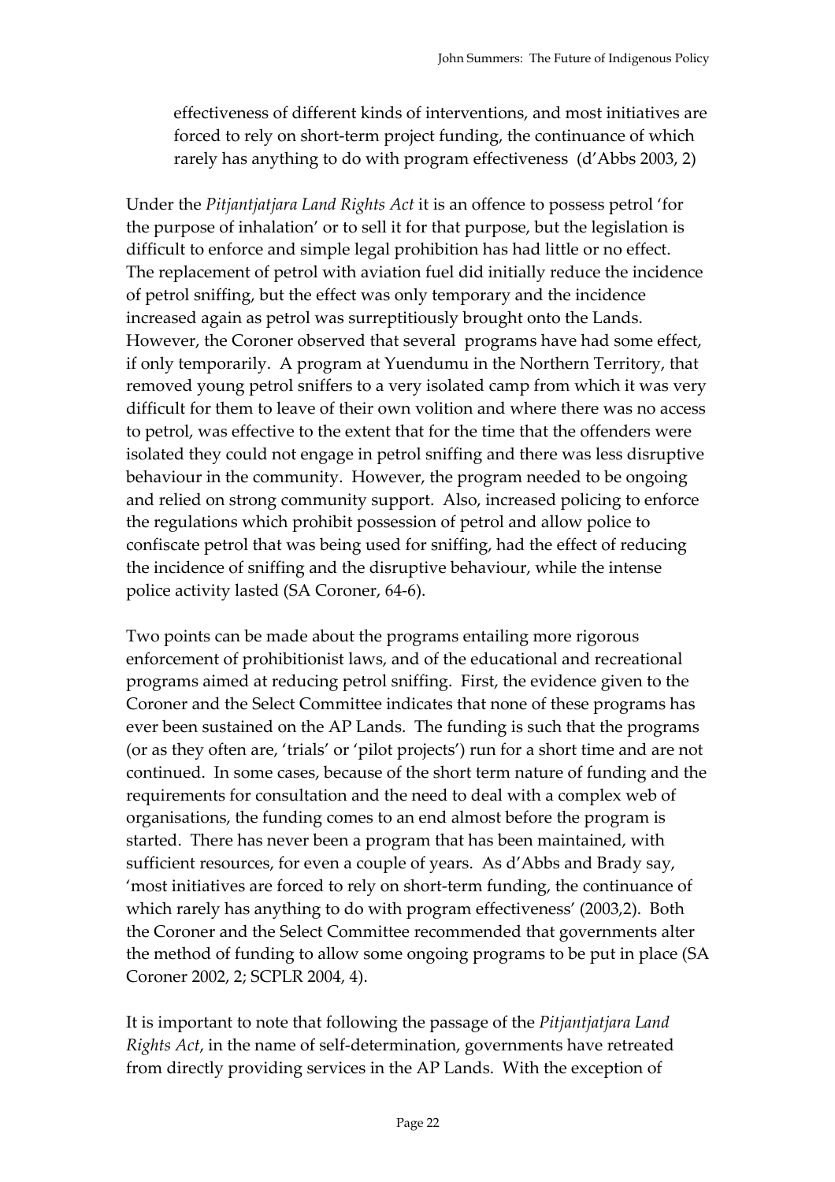> effectiveness of different kinds of interventions, and most initiatives are forced to rely on short-term project funding, the continuance of which rarely has anything to do with program effectiveness (d'Abbs 2003, 2)

Under the *Pitjantjatjara Land Rights Act* it is an offence to possess petrol 'for the purpose of inhalation' or to sell it for that purpose, but the legislation is difficult to enforce and simple legal prohibition has had little or no effect. The replacement of petrol with aviation fuel did initially reduce the incidence of petrol sniffing, but the effect was only temporary and the incidence increased again as petrol was surreptitiously brought onto the Lands. However, the Coroner observed that several programs have had some effect, if only temporarily. A program at Yuendumu in the Northern Territory, that removed young petrol sniffers to a very isolated camp from which it was very difficult for them to leave of their own volition and where there was no access to petrol, was effective to the extent that for the time that the offenders were isolated they could not engage in petrol sniffing and there was less disruptive behaviour in the community. However, the program needed to be ongoing and relied on strong community support. Also, increased policing to enforce the regulations which prohibit possession of petrol and allow police to confiscate petrol that was being used for sniffing, had the effect of reducing the incidence of sniffing and the disruptive behaviour, while the intense police activity lasted (SA Coroner, 64-6).

Two points can be made about the programs entailing more rigorous enforcement of prohibitionist laws, and of the educational and recreational programs aimed at reducing petrol sniffing. First, the evidence given to the Coroner and the Select Committee indicates that none of these programs has ever been sustained on the AP Lands. The funding is such that the programs (or as they often are, 'trials' or 'pilot projects') run for a short time and are not continued. In some cases, because of the short term nature of funding and the requirements for consultation and the need to deal with a complex web of organisations, the funding comes to an end almost before the program is started. There has never been a program that has been maintained, with sufficient resources, for even a couple of years. As d'Abbs and Brady say, 'most initiatives are forced to rely on short-term funding, the continuance of which rarely has anything to do with program effectiveness' (2003,2). Both the Coroner and the Select Committee recommended that governments alter the method of funding to allow some ongoing programs to be put in place (SA Coroner 2002, 2; SCPLR 2004, 4).

It is important to note that following the passage of the *Pitjantjatjara Land Rights Act*, in the name of self-determination, governments have retreated from directly providing services in the AP Lands. With the exception of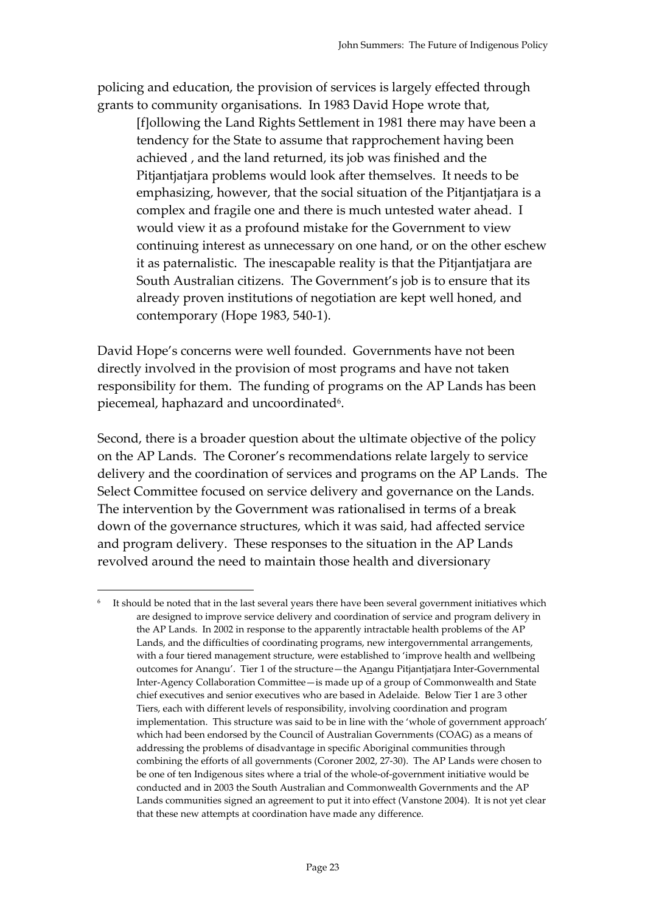policing and education, the provision of services is largely effected through grants to community organisations. In 1983 David Hope wrote that,

> [f]ollowing the Land Rights Settlement in 1981 there may have been a tendency for the State to assume that rapprochement having been achieved , and the land returned, its job was finished and the Pitjantjatjara problems would look after themselves. It needs to be emphasizing, however, that the social situation of the Pitjantjatjara is a complex and fragile one and there is much untested water ahead. I would view it as a profound mistake for the Government to view continuing interest as unnecessary on one hand, or on the other eschew it as paternalistic. The inescapable reality is that the Pitjantjatjara are South Australian citizens. The Government's job is to ensure that its already proven institutions of negotiation are kept well honed, and contemporary (Hope 1983, 540-1).

David Hope's concerns were well founded. Governments have not been directly involved in the provision of most programs and have not taken responsibility for them. The funding of programs on the AP Lands has been piecemeal, haphazard and uncoordinated[6].

Second, there is a broader question about the ultimate objective of the policy on the AP Lands. The Coroner's recommendations relate largely to service delivery and the coordination of services and programs on the AP Lands. The Select Committee focused on service delivery and governance on the Lands. The intervention by the Government was rationalised in terms of a break down of the governance structures, which it was said, had affected service and program delivery. These responses to the situation in the AP Lands revolved around the need to maintain those health and diversionary

---

[6] It should be noted that in the last several years there have been several government initiatives which are designed to improve service delivery and coordination of service and program delivery in the AP Lands. In 2002 in response to the apparently intractable health problems of the AP Lands, and the difficulties of coordinating programs, new intergovernmental arrangements, with a four tiered management structure, were established to 'improve health and wellbeing outcomes for Anangu'. Tier 1 of the structure—the Anangu Pitjantjatjara Inter-Governmental Inter-Agency Collaboration Committee—is made up of a group of Commonwealth and State chief executives and senior executives who are based in Adelaide. Below Tier 1 are 3 other Tiers, each with different levels of responsibility, involving coordination and program implementation. This structure was said to be in line with the 'whole of government approach' which had been endorsed by the Council of Australian Governments (COAG) as a means of addressing the problems of disadvantage in specific Aboriginal communities through combining the efforts of all governments (Coroner 2002, 27-30). The AP Lands were chosen to be one of ten Indigenous sites where a trial of the whole-of-government initiative would be conducted and in 2003 the South Australian and Commonwealth Governments and the AP Lands communities signed an agreement to put it into effect (Vanstone 2004). It is not yet clear that these new attempts at coordination have made any difference.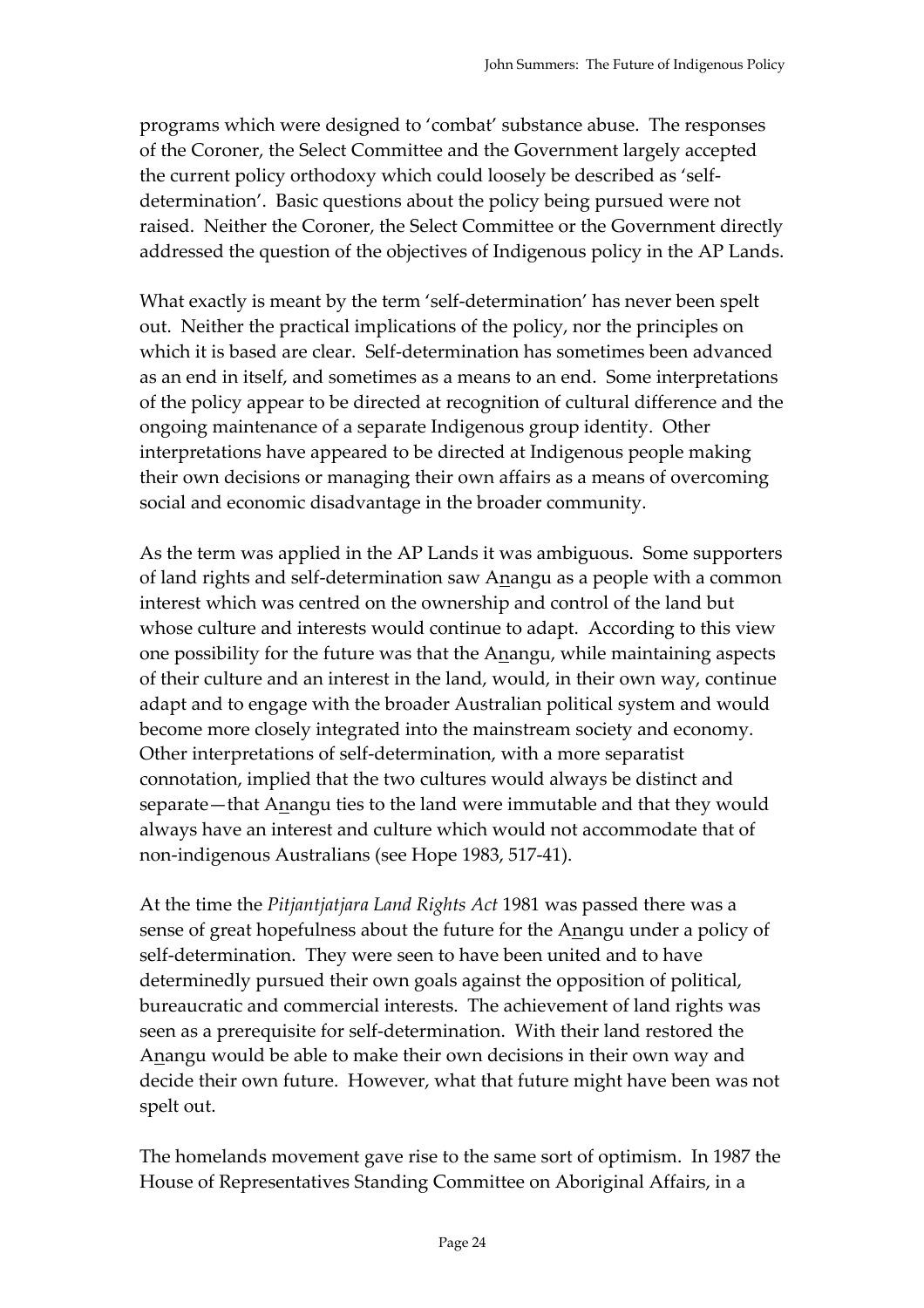programs which were designed to 'combat' substance abuse. The responses of the Coroner, the Select Committee and the Government largely accepted the current policy orthodoxy which could loosely be described as 'self-determination'. Basic questions about the policy being pursued were not raised. Neither the Coroner, the Select Committee or the Government directly addressed the question of the objectives of Indigenous policy in the AP Lands.

What exactly is meant by the term 'self-determination' has never been spelt out. Neither the practical implications of the policy, nor the principles on which it is based are clear. Self-determination has sometimes been advanced as an end in itself, and sometimes as a means to an end. Some interpretations of the policy appear to be directed at recognition of cultural difference and the ongoing maintenance of a separate Indigenous group identity. Other interpretations have appeared to be directed at Indigenous people making their own decisions or managing their own affairs as a means of overcoming social and economic disadvantage in the broader community.

As the term was applied in the AP Lands it was ambiguous. Some supporters of land rights and self-determination saw A<u>n</u>angu as a people with a common interest which was centred on the ownership and control of the land but whose culture and interests would continue to adapt. According to this view one possibility for the future was that the A<u>n</u>angu, while maintaining aspects of their culture and an interest in the land, would, in their own way, continue adapt and to engage with the broader Australian political system and would become more closely integrated into the mainstream society and economy. Other interpretations of self-determination, with a more separatist connotation, implied that the two cultures would always be distinct and separate—that A<u>n</u>angu ties to the land were immutable and that they would always have an interest and culture which would not accommodate that of non-indigenous Australians (see Hope 1983, 517-41).

At the time the *Pitjantjatjara Land Rights Act* 1981 was passed there was a sense of great hopefulness about the future for the A<u>n</u>angu under a policy of self-determination. They were seen to have been united and to have determinedly pursued their own goals against the opposition of political, bureaucratic and commercial interests. The achievement of land rights was seen as a prerequisite for self-determination. With their land restored the A<u>n</u>angu would be able to make their own decisions in their own way and decide their own future. However, what that future might have been was not spelt out.

The homelands movement gave rise to the same sort of optimism. In 1987 the House of Representatives Standing Committee on Aboriginal Affairs, in a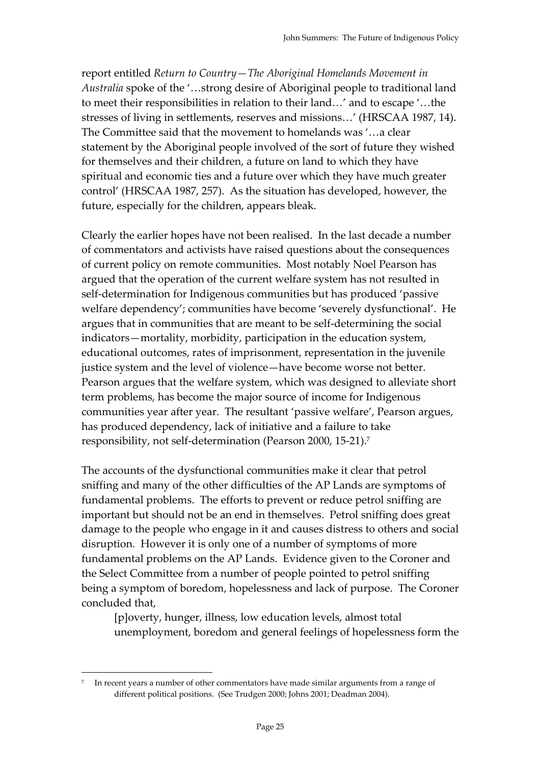report entitled *Return to Country—The Aboriginal Homelands Movement in Australia* spoke of the '…strong desire of Aboriginal people to traditional land to meet their responsibilities in relation to their land…' and to escape '…the stresses of living in settlements, reserves and missions…' (HRSCAA 1987, 14). The Committee said that the movement to homelands was '…a clear statement by the Aboriginal people involved of the sort of future they wished for themselves and their children, a future on land to which they have spiritual and economic ties and a future over which they have much greater control' (HRSCAA 1987, 257). As the situation has developed, however, the future, especially for the children, appears bleak.

Clearly the earlier hopes have not been realised. In the last decade a number of commentators and activists have raised questions about the consequences of current policy on remote communities. Most notably Noel Pearson has argued that the operation of the current welfare system has not resulted in self-determination for Indigenous communities but has produced 'passive welfare dependency'; communities have become 'severely dysfunctional'. He argues that in communities that are meant to be self-determining the social indicators—mortality, morbidity, participation in the education system, educational outcomes, rates of imprisonment, representation in the juvenile justice system and the level of violence—have become worse not better. Pearson argues that the welfare system, which was designed to alleviate short term problems, has become the major source of income for Indigenous communities year after year. The resultant 'passive welfare', Pearson argues, has produced dependency, lack of initiative and a failure to take responsibility, not self-determination (Pearson 2000, 15-21).[7]

The accounts of the dysfunctional communities make it clear that petrol sniffing and many of the other difficulties of the AP Lands are symptoms of fundamental problems. The efforts to prevent or reduce petrol sniffing are important but should not be an end in themselves. Petrol sniffing does great damage to the people who engage in it and causes distress to others and social disruption. However it is only one of a number of symptoms of more fundamental problems on the AP Lands. Evidence given to the Coroner and the Select Committee from a number of people pointed to petrol sniffing being a symptom of boredom, hopelessness and lack of purpose. The Coroner concluded that,

> [p]overty, hunger, illness, low education levels, almost total unemployment, boredom and general feelings of hopelessness form the

---

[7] In recent years a number of other commentators have made similar arguments from a range of different political positions. (See Trudgen 2000; Johns 2001; Deadman 2004).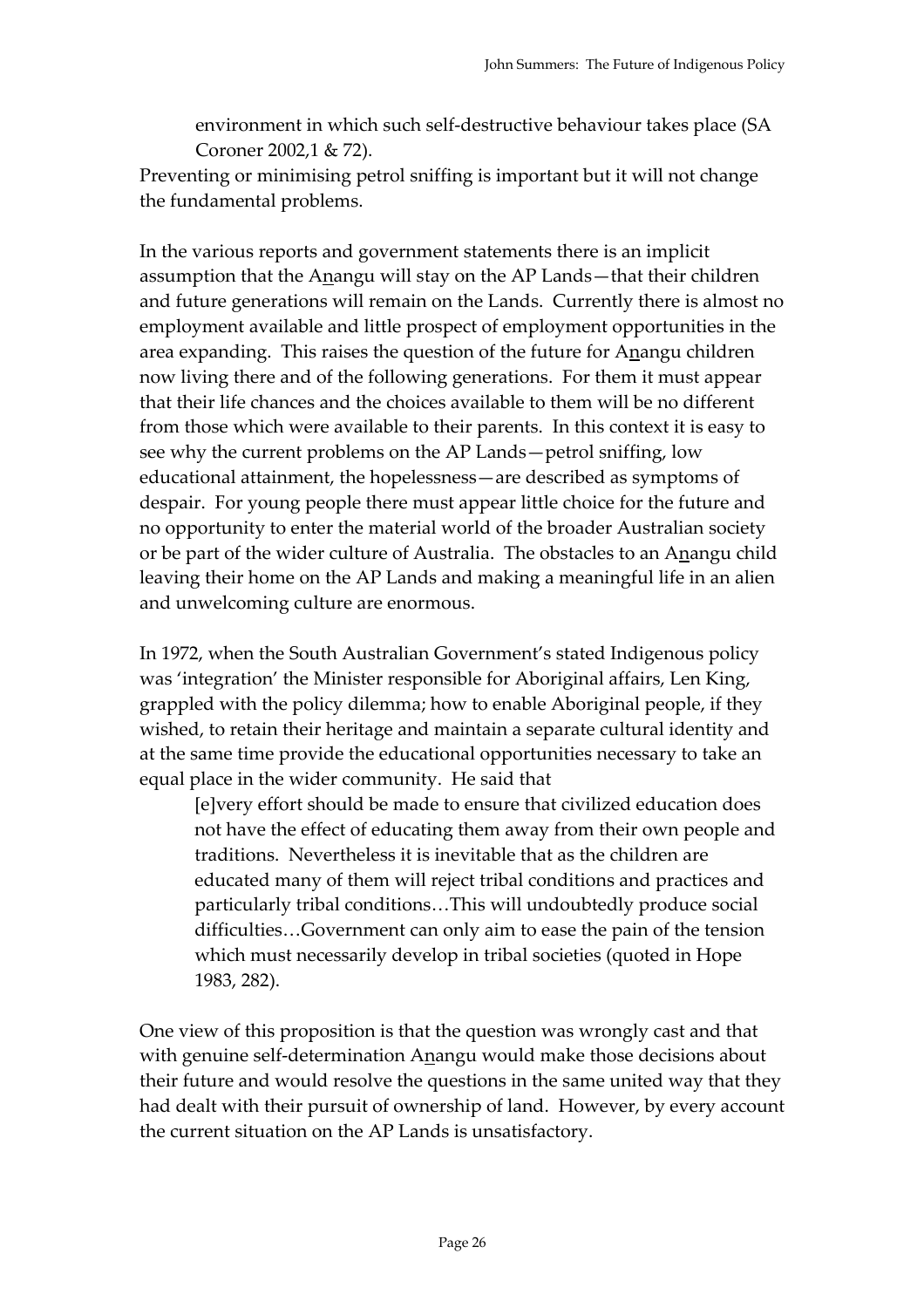environment in which such self-destructive behaviour takes place (SA Coroner 2002,1 & 72).

Preventing or minimising petrol sniffing is important but it will not change the fundamental problems.

In the various reports and government statements there is an implicit assumption that the Anangu will stay on the AP Lands—that their children and future generations will remain on the Lands. Currently there is almost no employment available and little prospect of employment opportunities in the area expanding. This raises the question of the future for Anangu children now living there and of the following generations. For them it must appear that their life chances and the choices available to them will be no different from those which were available to their parents. In this context it is easy to see why the current problems on the AP Lands—petrol sniffing, low educational attainment, the hopelessness—are described as symptoms of despair. For young people there must appear little choice for the future and no opportunity to enter the material world of the broader Australian society or be part of the wider culture of Australia. The obstacles to an Anangu child leaving their home on the AP Lands and making a meaningful life in an alien and unwelcoming culture are enormous.

In 1972, when the South Australian Government's stated Indigenous policy was 'integration' the Minister responsible for Aboriginal affairs, Len King, grappled with the policy dilemma; how to enable Aboriginal people, if they wished, to retain their heritage and maintain a separate cultural identity and at the same time provide the educational opportunities necessary to take an equal place in the wider community. He said that

> [e]very effort should be made to ensure that civilized education does not have the effect of educating them away from their own people and traditions. Nevertheless it is inevitable that as the children are educated many of them will reject tribal conditions and practices and particularly tribal conditions…This will undoubtedly produce social difficulties…Government can only aim to ease the pain of the tension which must necessarily develop in tribal societies (quoted in Hope 1983, 282).

One view of this proposition is that the question was wrongly cast and that with genuine self-determination Anangu would make those decisions about their future and would resolve the questions in the same united way that they had dealt with their pursuit of ownership of land. However, by every account the current situation on the AP Lands is unsatisfactory.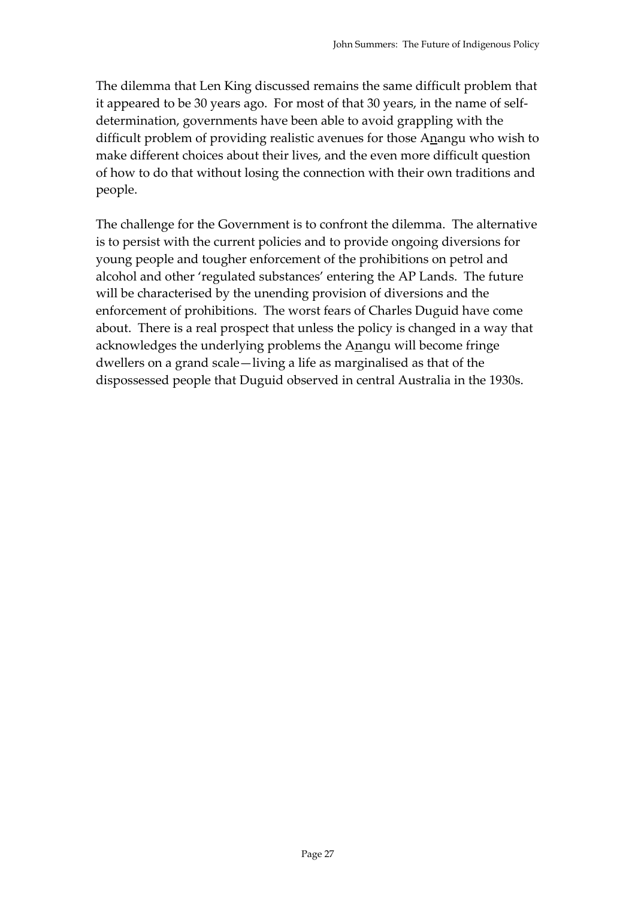The dilemma that Len King discussed remains the same difficult problem that it appeared to be 30 years ago. For most of that 30 years, in the name of self-determination, governments have been able to avoid grappling with the difficult problem of providing realistic avenues for those Anangu who wish to make different choices about their lives, and the even more difficult question of how to do that without losing the connection with their own traditions and people.

The challenge for the Government is to confront the dilemma. The alternative is to persist with the current policies and to provide ongoing diversions for young people and tougher enforcement of the prohibitions on petrol and alcohol and other 'regulated substances' entering the AP Lands. The future will be characterised by the unending provision of diversions and the enforcement of prohibitions. The worst fears of Charles Duguid have come about. There is a real prospect that unless the policy is changed in a way that acknowledges the underlying problems the Anangu will become fringe dwellers on a grand scale—living a life as marginalised as that of the dispossessed people that Duguid observed in central Australia in the 1930s.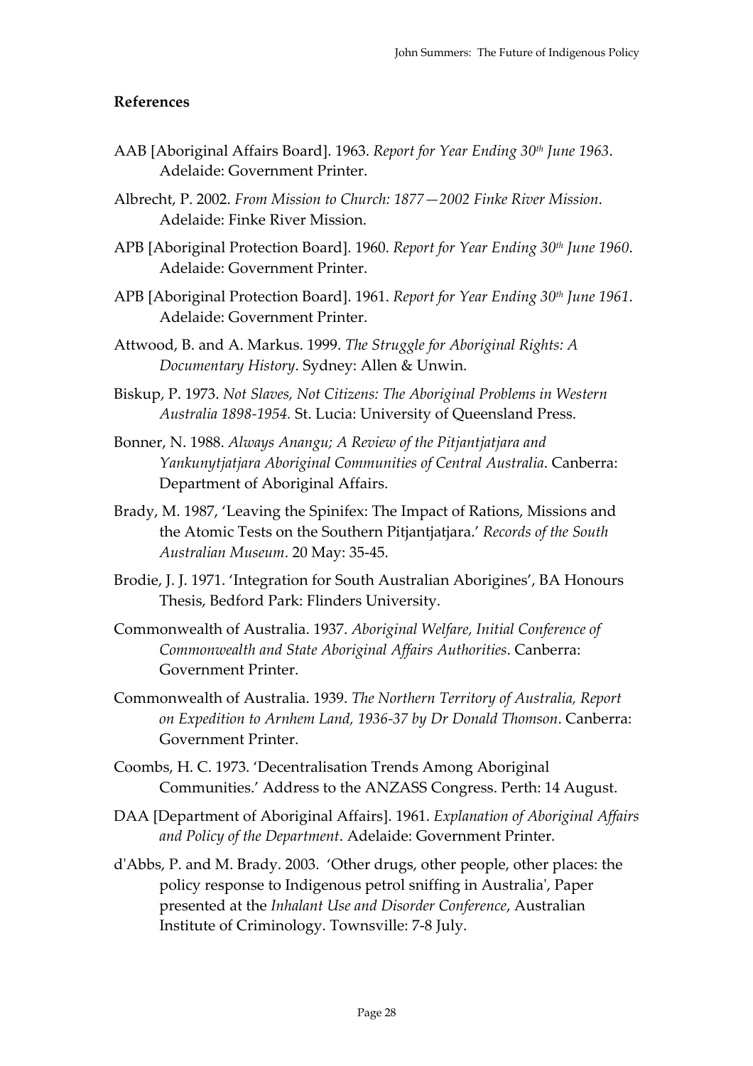## References

AAB [Aboriginal Affairs Board]. 1963. *Report for Year Ending 30th June 1963*. Adelaide: Government Printer.

Albrecht, P. 2002. *From Mission to Church: 1877—2002 Finke River Mission*. Adelaide: Finke River Mission.

APB [Aboriginal Protection Board]. 1960. *Report for Year Ending 30th June 1960*. Adelaide: Government Printer.

APB [Aboriginal Protection Board]. 1961. *Report for Year Ending 30th June 1961*. Adelaide: Government Printer.

Attwood, B. and A. Markus. 1999. *The Struggle for Aboriginal Rights: A Documentary History*. Sydney: Allen & Unwin.

Biskup, P. 1973. *Not Slaves, Not Citizens: The Aboriginal Problems in Western Australia 1898-1954.* St. Lucia: University of Queensland Press.

Bonner, N. 1988. *Always Anangu; A Review of the Pitjantjatjara and Yankunytjatjara Aboriginal Communities of Central Australia*. Canberra: Department of Aboriginal Affairs.

Brady, M. 1987, 'Leaving the Spinifex: The Impact of Rations, Missions and the Atomic Tests on the Southern Pitjantjatjara.' *Records of the South Australian Museum*. 20 May: 35-45.

Brodie, J. J. 1971. 'Integration for South Australian Aborigines', BA Honours Thesis, Bedford Park: Flinders University.

Commonwealth of Australia. 1937. *Aboriginal Welfare, Initial Conference of Commonwealth and State Aboriginal Affairs Authorities*. Canberra: Government Printer.

Commonwealth of Australia. 1939. *The Northern Territory of Australia, Report on Expedition to Arnhem Land, 1936-37 by Dr Donald Thomson*. Canberra: Government Printer.

Coombs, H. C. 1973. 'Decentralisation Trends Among Aboriginal Communities.' Address to the ANZASS Congress. Perth: 14 August.

DAA [Department of Aboriginal Affairs]. 1961. *Explanation of Aboriginal Affairs and Policy of the Department*. Adelaide: Government Printer.

d'Abbs, P. and M. Brady. 2003. 'Other drugs, other people, other places: the policy response to Indigenous petrol sniffing in Australia', Paper presented at the *Inhalant Use and Disorder Conference*, Australian Institute of Criminology. Townsville: 7-8 July.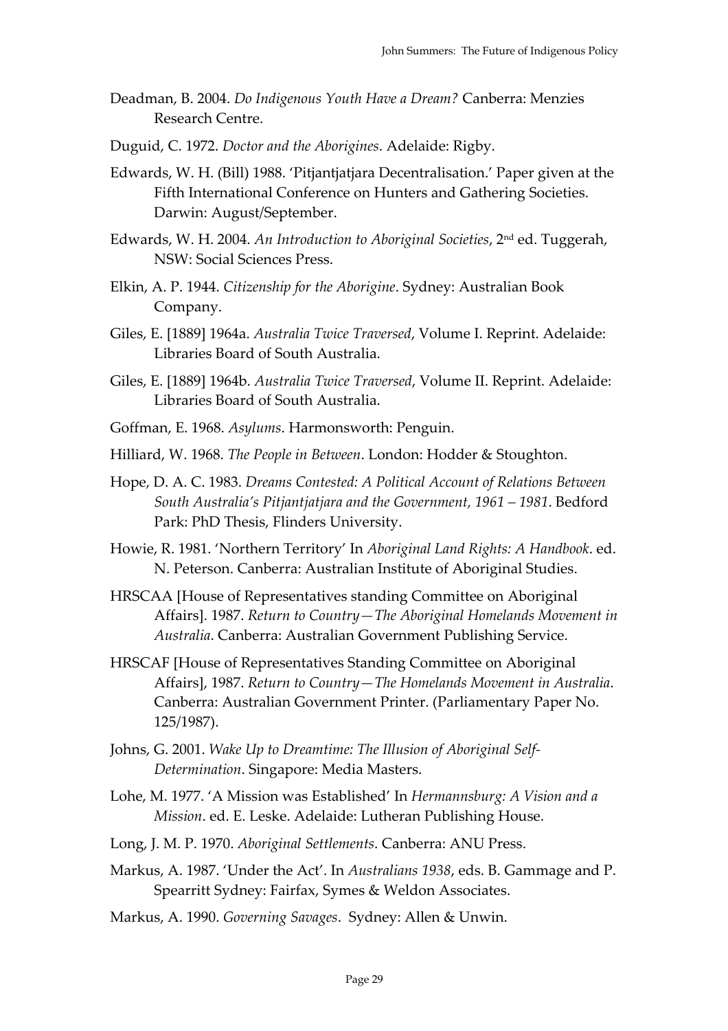Deadman, B. 2004. *Do Indigenous Youth Have a Dream?* Canberra: Menzies Research Centre.

Duguid, C. 1972. *Doctor and the Aborigines*. Adelaide: Rigby.

Edwards, W. H. (Bill) 1988. 'Pitjantjatjara Decentralisation.' Paper given at the Fifth International Conference on Hunters and Gathering Societies. Darwin: August/September.

Edwards, W. H. 2004. *An Introduction to Aboriginal Societies*, 2nd ed. Tuggerah, NSW: Social Sciences Press.

Elkin, A. P. 1944. *Citizenship for the Aborigine*. Sydney: Australian Book Company.

Giles, E. [1889] 1964a. *Australia Twice Traversed*, Volume I. Reprint. Adelaide: Libraries Board of South Australia.

Giles, E. [1889] 1964b. *Australia Twice Traversed*, Volume II. Reprint. Adelaide: Libraries Board of South Australia.

Goffman, E. 1968. *Asylums*. Harmonsworth: Penguin.

Hilliard, W. 1968. *The People in Between*. London: Hodder & Stoughton.

Hope, D. A. C. 1983. *Dreams Contested: A Political Account of Relations Between South Australia's Pitjantjatjara and the Government, 1961 – 1981*. Bedford Park: PhD Thesis, Flinders University.

Howie, R. 1981. 'Northern Territory' In *Aboriginal Land Rights: A Handbook*. ed. N. Peterson. Canberra: Australian Institute of Aboriginal Studies.

HRSCAA [House of Representatives standing Committee on Aboriginal Affairs]. 1987. *Return to Country—The Aboriginal Homelands Movement in Australia*. Canberra: Australian Government Publishing Service.

HRSCAF [House of Representatives Standing Committee on Aboriginal Affairs], 1987. *Return to Country—The Homelands Movement in Australia*. Canberra: Australian Government Printer. (Parliamentary Paper No. 125/1987).

Johns, G. 2001. *Wake Up to Dreamtime: The Illusion of Aboriginal Self-Determination*. Singapore: Media Masters.

Lohe, M. 1977. 'A Mission was Established' In *Hermannsburg: A Vision and a Mission*. ed. E. Leske. Adelaide: Lutheran Publishing House.

Long, J. M. P. 1970. *Aboriginal Settlements*. Canberra: ANU Press.

Markus, A. 1987. 'Under the Act'. In *Australians 1938*, eds. B. Gammage and P. Spearritt Sydney: Fairfax, Symes & Weldon Associates.

Markus, A. 1990. *Governing Savages*. Sydney: Allen & Unwin.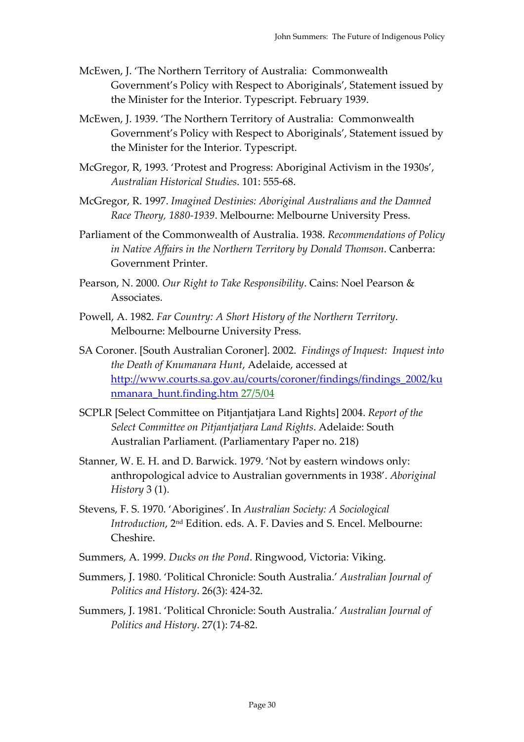McEwen, J. 'The Northern Territory of Australia: Commonwealth Government's Policy with Respect to Aboriginals', Statement issued by the Minister for the Interior. Typescript. February 1939.

McEwen, J. 1939. 'The Northern Territory of Australia: Commonwealth Government's Policy with Respect to Aboriginals', Statement issued by the Minister for the Interior. Typescript.

McGregor, R, 1993. 'Protest and Progress: Aboriginal Activism in the 1930s', *Australian Historical Studies*. 101: 555-68.

McGregor, R. 1997. *Imagined Destinies: Aboriginal Australians and the Damned Race Theory, 1880-1939*. Melbourne: Melbourne University Press.

Parliament of the Commonwealth of Australia. 1938. *Recommendations of Policy in Native Affairs in the Northern Territory by Donald Thomson*. Canberra: Government Printer.

Pearson, N. 2000. *Our Right to Take Responsibility*. Cains: Noel Pearson & Associates.

Powell, A. 1982. *Far Country: A Short History of the Northern Territory*. Melbourne: Melbourne University Press.

SA Coroner. [South Australian Coroner]. 2002. *Findings of Inquest: Inquest into the Death of Knumanara Hunt*, Adelaide, accessed at http://www.courts.sa.gov.au/courts/coroner/findings/findings_2002/kunmanara_hunt.finding.htm 27/5/04

SCPLR [Select Committee on Pitjantjatjara Land Rights] 2004. *Report of the Select Committee on Pitjantjatjara Land Rights*. Adelaide: South Australian Parliament. (Parliamentary Paper no. 218)

Stanner, W. E. H. and D. Barwick. 1979. 'Not by eastern windows only: anthropological advice to Australian governments in 1938'. *Aboriginal History* 3 (1).

Stevens, F. S. 1970. 'Aborigines'. In *Australian Society: A Sociological Introduction*, 2nd Edition. eds. A. F. Davies and S. Encel. Melbourne: Cheshire.

Summers, A. 1999. *Ducks on the Pond*. Ringwood, Victoria: Viking.

Summers, J. 1980. 'Political Chronicle: South Australia.' *Australian Journal of Politics and History*. 26(3): 424-32.

Summers, J. 1981. 'Political Chronicle: South Australia.' *Australian Journal of Politics and History*. 27(1): 74-82.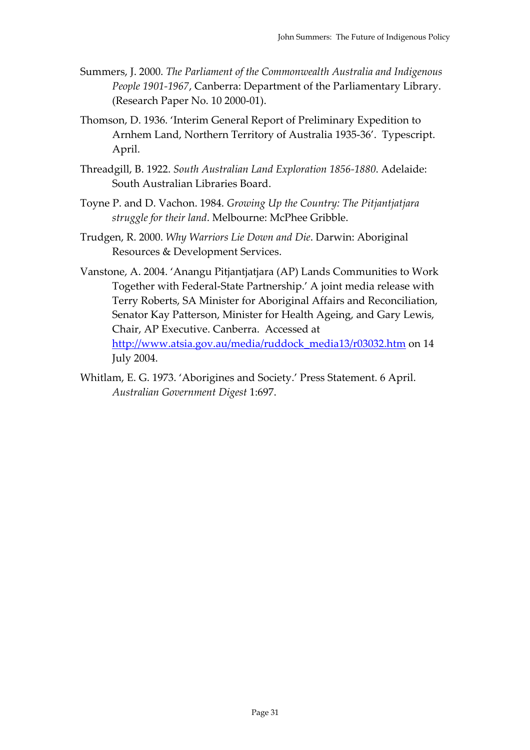Summers, J. 2000. *The Parliament of the Commonwealth Australia and Indigenous People 1901-1967*, Canberra: Department of the Parliamentary Library. (Research Paper No. 10 2000-01).

Thomson, D. 1936. 'Interim General Report of Preliminary Expedition to Arnhem Land, Northern Territory of Australia 1935-36'. Typescript. April.

Threadgill, B. 1922. *South Australian Land Exploration 1856-1880*. Adelaide: South Australian Libraries Board.

Toyne P. and D. Vachon. 1984. *Growing Up the Country: The Pitjantjatjara struggle for their land*. Melbourne: McPhee Gribble.

Trudgen, R. 2000. *Why Warriors Lie Down and Die*. Darwin: Aboriginal Resources & Development Services.

Vanstone, A. 2004. 'Anangu Pitjantjatjara (AP) Lands Communities to Work Together with Federal-State Partnership.' A joint media release with Terry Roberts, SA Minister for Aboriginal Affairs and Reconciliation, Senator Kay Patterson, Minister for Health Ageing, and Gary Lewis, Chair, AP Executive. Canberra. Accessed at http://www.atsia.gov.au/media/ruddock_media13/r03032.htm on 14 July 2004.

Whitlam, E. G. 1973. 'Aborigines and Society.' Press Statement. 6 April. *Australian Government Digest* 1:697.